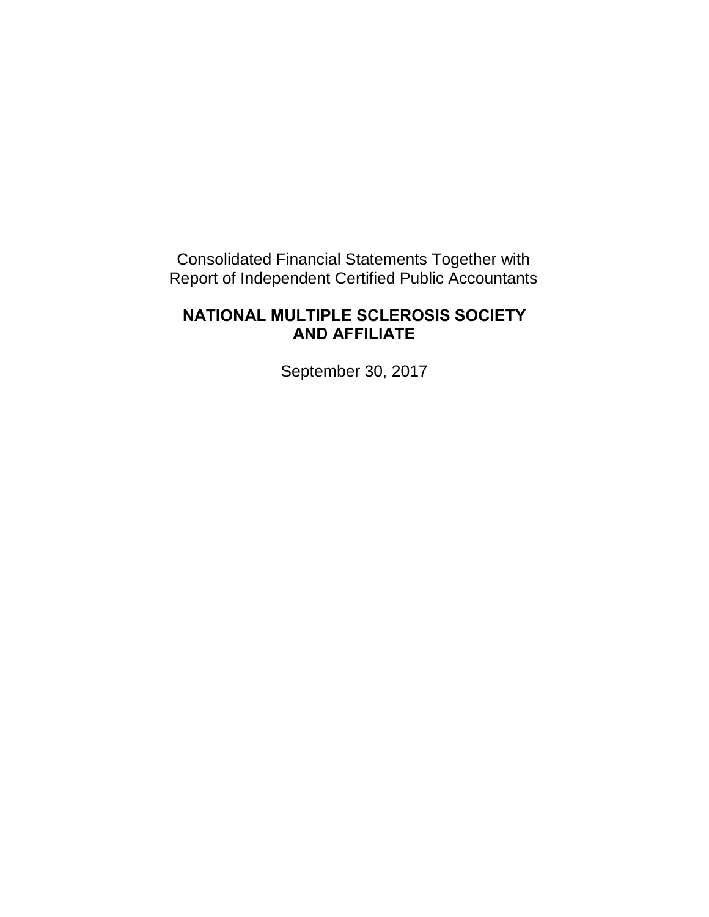Consolidated Financial Statements Together with
Report of Independent Certified Public Accountants

# NATIONAL MULTIPLE SCLEROSIS SOCIETY AND AFFILIATE

September 30, 2017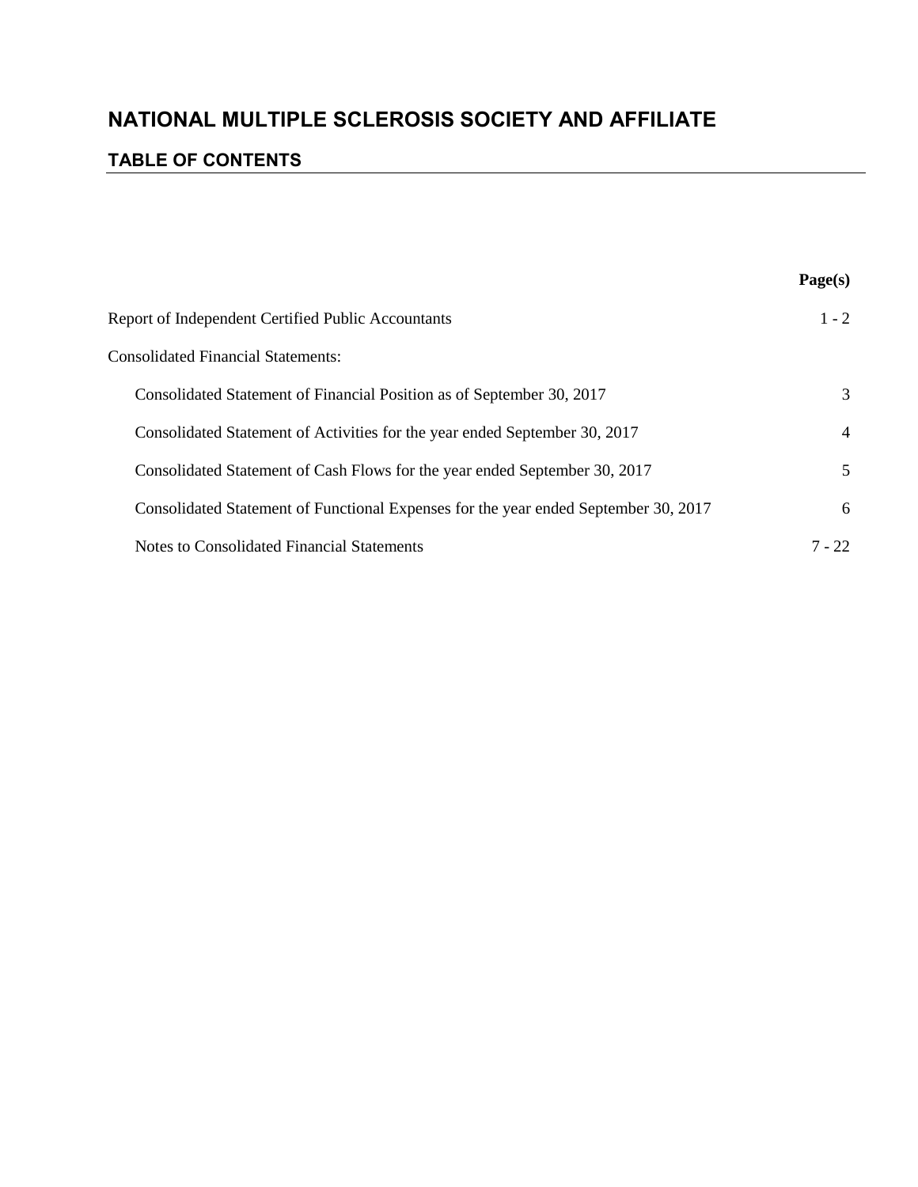# NATIONAL MULTIPLE SCLEROSIS SOCIETY AND AFFILIATE

## TABLE OF CONTENTS

| | Page(s) |
|---|---|
| Report of Independent Certified Public Accountants | 1 - 2 |
| Consolidated Financial Statements: | |
| Consolidated Statement of Financial Position as of September 30, 2017 | 3 |
| Consolidated Statement of Activities for the year ended September 30, 2017 | 4 |
| Consolidated Statement of Cash Flows for the year ended September 30, 2017 | 5 |
| Consolidated Statement of Functional Expenses for the year ended September 30, 2017 | 6 |
| Notes to Consolidated Financial Statements | 7 - 22 |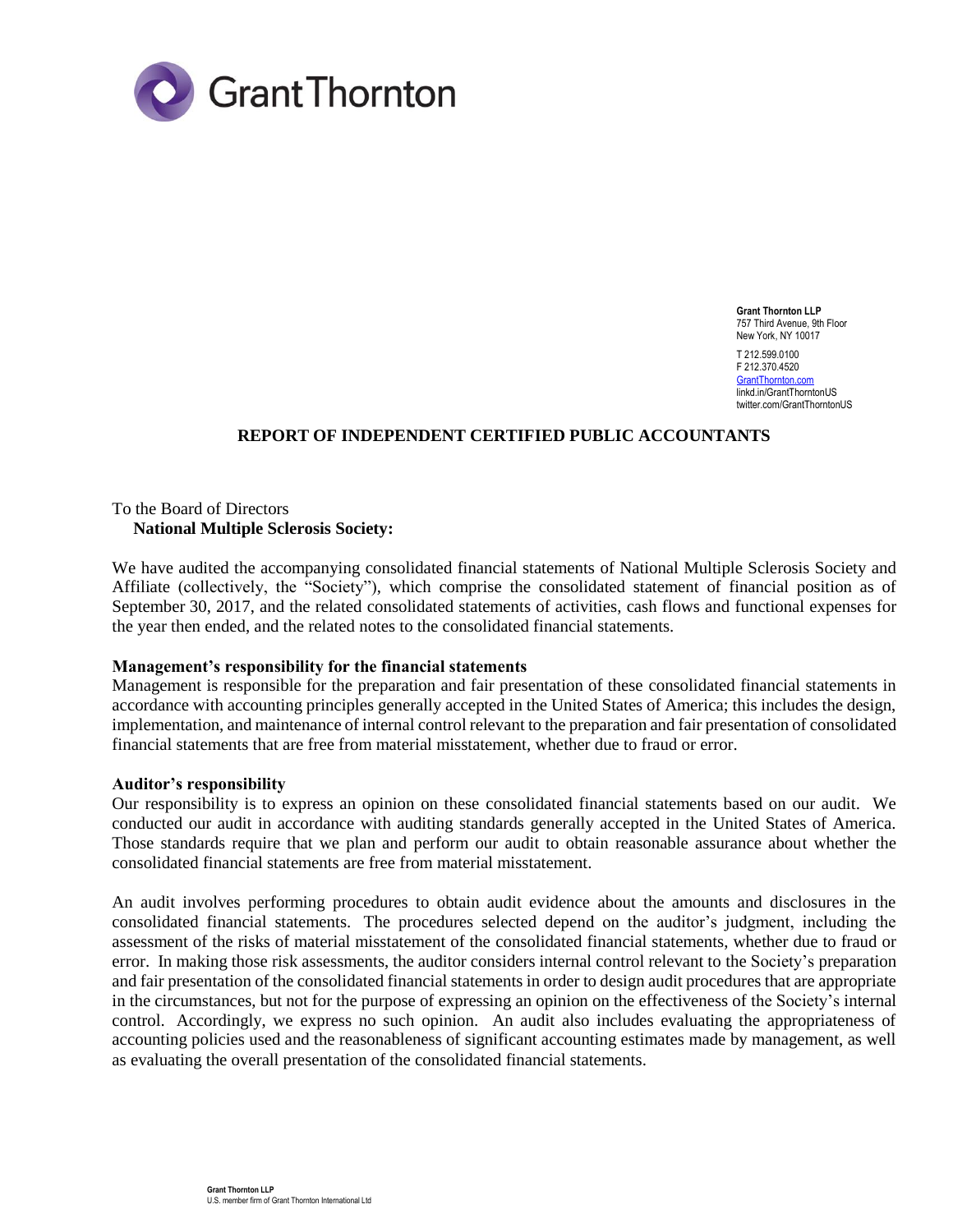Grant Thornton

**Grant Thornton LLP**
757 Third Avenue, 9th Floor
New York, NY 10017

T 212.599.0100
F 212.370.4520
GrantThornton.com
linkd.in/GrantThorntonUS
twitter.com/GrantThorntonUS

## REPORT OF INDEPENDENT CERTIFIED PUBLIC ACCOUNTANTS

To the Board of Directors
**National Multiple Sclerosis Society:**

We have audited the accompanying consolidated financial statements of National Multiple Sclerosis Society and Affiliate (collectively, the "Society"), which comprise the consolidated statement of financial position as of September 30, 2017, and the related consolidated statements of activities, cash flows and functional expenses for the year then ended, and the related notes to the consolidated financial statements.

**Management's responsibility for the financial statements**
Management is responsible for the preparation and fair presentation of these consolidated financial statements in accordance with accounting principles generally accepted in the United States of America; this includes the design, implementation, and maintenance of internal control relevant to the preparation and fair presentation of consolidated financial statements that are free from material misstatement, whether due to fraud or error.

**Auditor's responsibility**
Our responsibility is to express an opinion on these consolidated financial statements based on our audit. We conducted our audit in accordance with auditing standards generally accepted in the United States of America. Those standards require that we plan and perform our audit to obtain reasonable assurance about whether the consolidated financial statements are free from material misstatement.

An audit involves performing procedures to obtain audit evidence about the amounts and disclosures in the consolidated financial statements. The procedures selected depend on the auditor's judgment, including the assessment of the risks of material misstatement of the consolidated financial statements, whether due to fraud or error. In making those risk assessments, the auditor considers internal control relevant to the Society's preparation and fair presentation of the consolidated financial statements in order to design audit procedures that are appropriate in the circumstances, but not for the purpose of expressing an opinion on the effectiveness of the Society's internal control. Accordingly, we express no such opinion. An audit also includes evaluating the appropriateness of accounting policies used and the reasonableness of significant accounting estimates made by management, as well as evaluating the overall presentation of the consolidated financial statements.

**Grant Thornton LLP**
U.S. member firm of Grant Thornton International Ltd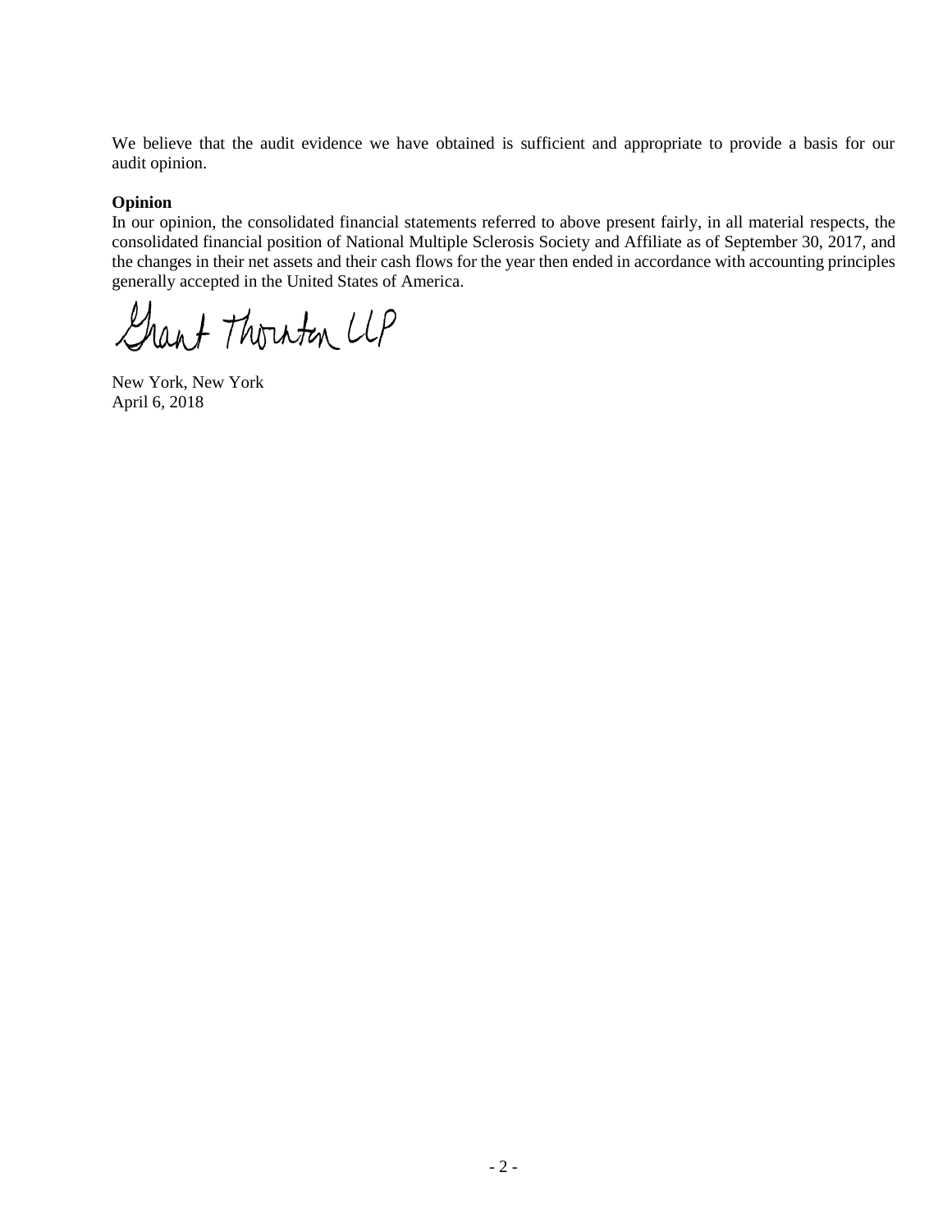We believe that the audit evidence we have obtained is sufficient and appropriate to provide a basis for our audit opinion.

**Opinion**

In our opinion, the consolidated financial statements referred to above present fairly, in all material respects, the consolidated financial position of National Multiple Sclerosis Society and Affiliate as of September 30, 2017, and the changes in their net assets and their cash flows for the year then ended in accordance with accounting principles generally accepted in the United States of America.

Grant Thornton LLP

New York, New York
April 6, 2018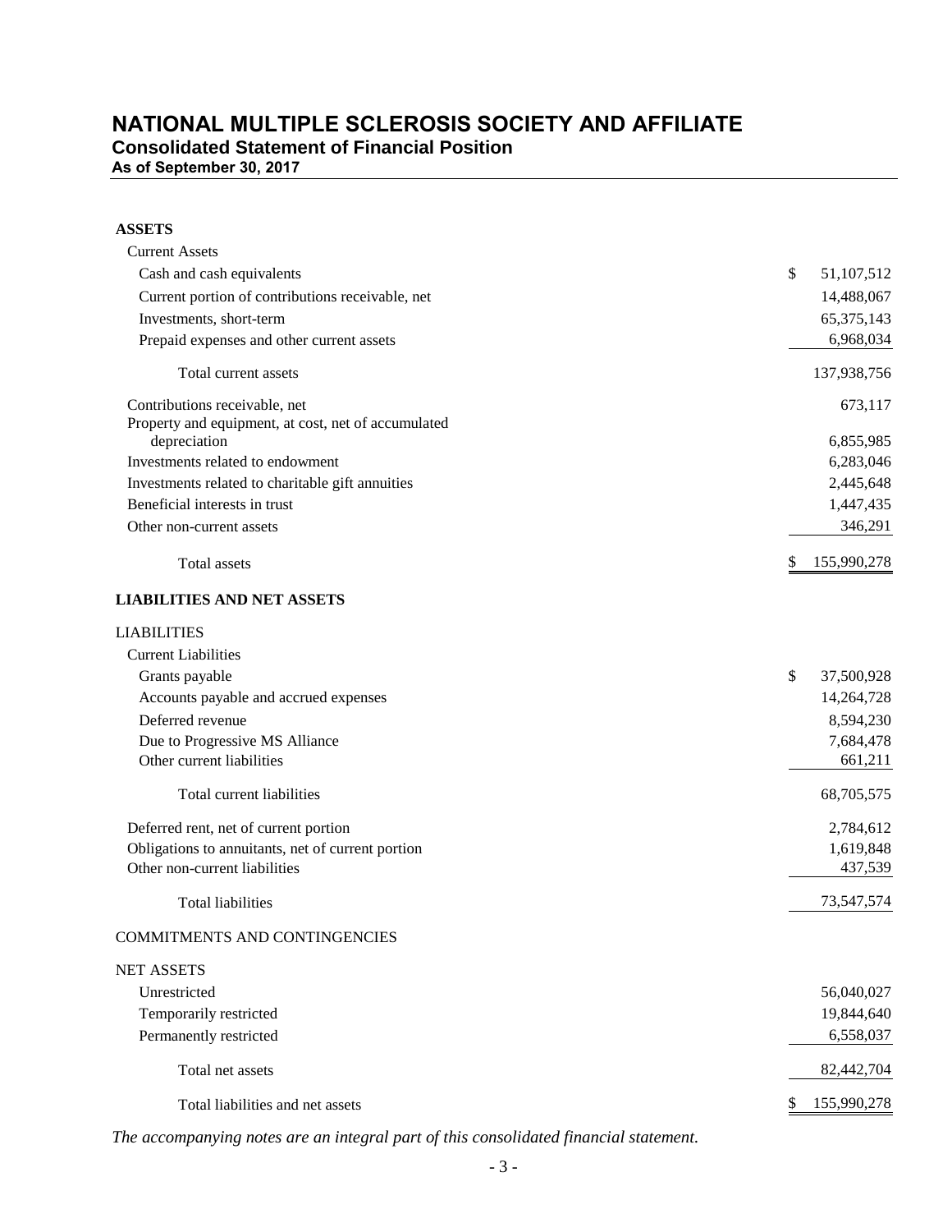# NATIONAL MULTIPLE SCLEROSIS SOCIETY AND AFFILIATE

## Consolidated Statement of Financial Position

### As of September 30, 2017

| | |
|---|---|
| **ASSETS** | |
| Current Assets | |
| Cash and cash equivalents | $ 51,107,512 |
| Current portion of contributions receivable, net | 14,488,067 |
| Investments, short-term | 65,375,143 |
| Prepaid expenses and other current assets | 6,968,034 |
| Total current assets | 137,938,756 |
| Contributions receivable, net | 673,117 |
| Property and equipment, at cost, net of accumulated depreciation | 6,855,985 |
| Investments related to endowment | 6,283,046 |
| Investments related to charitable gift annuities | 2,445,648 |
| Beneficial interests in trust | 1,447,435 |
| Other non-current assets | 346,291 |
| Total assets | $ 155,990,278 |
| **LIABILITIES AND NET ASSETS** | |
| LIABILITIES | |
| Current Liabilities | |
| Grants payable | $ 37,500,928 |
| Accounts payable and accrued expenses | 14,264,728 |
| Deferred revenue | 8,594,230 |
| Due to Progressive MS Alliance | 7,684,478 |
| Other current liabilities | 661,211 |
| Total current liabilities | 68,705,575 |
| Deferred rent, net of current portion | 2,784,612 |
| Obligations to annuitants, net of current portion | 1,619,848 |
| Other non-current liabilities | 437,539 |
| Total liabilities | 73,547,574 |
| COMMITMENTS AND CONTINGENCIES | |
| NET ASSETS | |
| Unrestricted | 56,040,027 |
| Temporarily restricted | 19,844,640 |
| Permanently restricted | 6,558,037 |
| Total net assets | 82,442,704 |
| Total liabilities and net assets | $ 155,990,278 |

*The accompanying notes are an integral part of this consolidated financial statement.*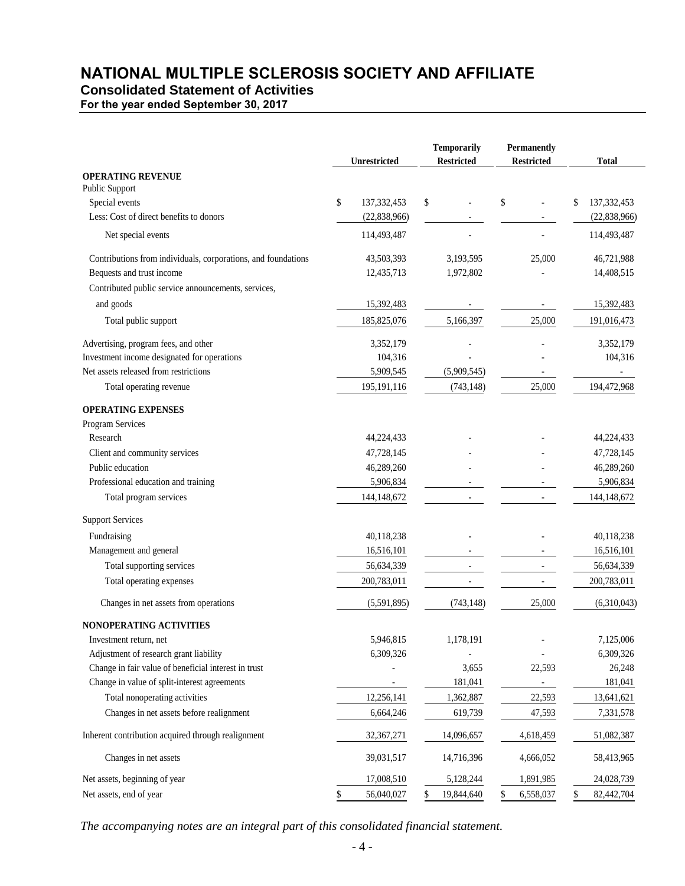# NATIONAL MULTIPLE SCLEROSIS SOCIETY AND AFFILIATE

## Consolidated Statement of Activities

### For the year ended September 30, 2017

| | Unrestricted | Temporarily Restricted | Permanently Restricted | Total |
|---|---|---|---|---|
| **OPERATING REVENUE** | | | | |
| Public Support | | | | |
| Special events | $ 137,332,453 | $ - | $ - | $ 137,332,453 |
| Less: Cost of direct benefits to donors | (22,838,966) | - | - | (22,838,966) |
| Net special events | 114,493,487 | - | - | 114,493,487 |
| Contributions from individuals, corporations, and foundations | 43,503,393 | 3,193,595 | 25,000 | 46,721,988 |
| Bequests and trust income | 12,435,713 | 1,972,802 | - | 14,408,515 |
| Contributed public service announcements, services, and goods | 15,392,483 | - | - | 15,392,483 |
| Total public support | 185,825,076 | 5,166,397 | 25,000 | 191,016,473 |
| Advertising, program fees, and other | 3,352,179 | - | - | 3,352,179 |
| Investment income designated for operations | 104,316 | - | - | 104,316 |
| Net assets released from restrictions | 5,909,545 | (5,909,545) | - | - |
| Total operating revenue | 195,191,116 | (743,148) | 25,000 | 194,472,968 |
| **OPERATING EXPENSES** | | | | |
| Program Services | | | | |
| Research | 44,224,433 | - | - | 44,224,433 |
| Client and community services | 47,728,145 | - | - | 47,728,145 |
| Public education | 46,289,260 | - | - | 46,289,260 |
| Professional education and training | 5,906,834 | - | - | 5,906,834 |
| Total program services | 144,148,672 | - | - | 144,148,672 |
| Support Services | | | | |
| Fundraising | 40,118,238 | - | - | 40,118,238 |
| Management and general | 16,516,101 | - | - | 16,516,101 |
| Total supporting services | 56,634,339 | - | - | 56,634,339 |
| Total operating expenses | 200,783,011 | - | - | 200,783,011 |
| Changes in net assets from operations | (5,591,895) | (743,148) | 25,000 | (6,310,043) |
| **NONOPERATING ACTIVITIES** | | | | |
| Investment return, net | 5,946,815 | 1,178,191 | - | 7,125,006 |
| Adjustment of research grant liability | 6,309,326 | - | - | 6,309,326 |
| Change in fair value of beneficial interest in trust | - | 3,655 | 22,593 | 26,248 |
| Change in value of split-interest agreements | - | 181,041 | - | 181,041 |
| Total nonoperating activities | 12,256,141 | 1,362,887 | 22,593 | 13,641,621 |
| Changes in net assets before realignment | 6,664,246 | 619,739 | 47,593 | 7,331,578 |
| Inherent contribution acquired through realignment | 32,367,271 | 14,096,657 | 4,618,459 | 51,082,387 |
| Changes in net assets | 39,031,517 | 14,716,396 | 4,666,052 | 58,413,965 |
| Net assets, beginning of year | 17,008,510 | 5,128,244 | 1,891,985 | 24,028,739 |
| Net assets, end of year | $ 56,040,027 | $ 19,844,640 | $ 6,558,037 | $ 82,442,704 |

*The accompanying notes are an integral part of this consolidated financial statement.*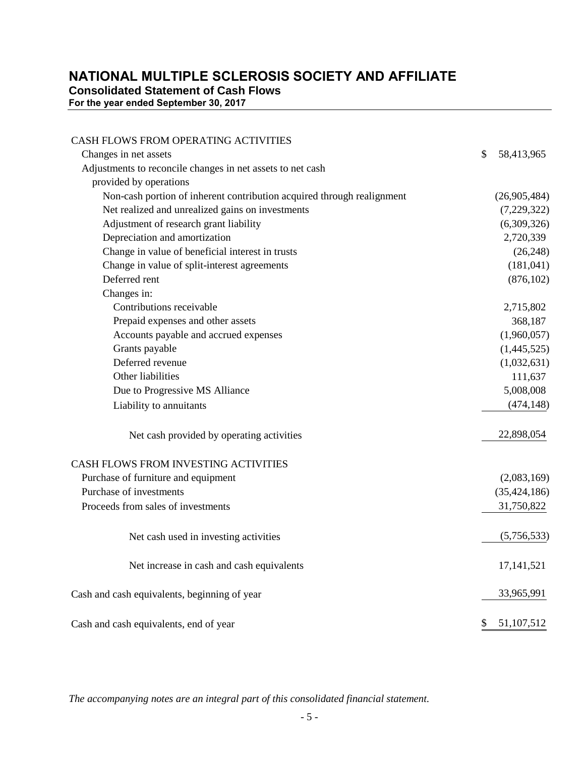# NATIONAL MULTIPLE SCLEROSIS SOCIETY AND AFFILIATE

## Consolidated Statement of Cash Flows

**For the year ended September 30, 2017**

| | |
|---|---|
| CASH FLOWS FROM OPERATING ACTIVITIES | |
| Changes in net assets | $ 58,413,965 |
| Adjustments to reconcile changes in net assets to net cash provided by operations | |
| Non-cash portion of inherent contribution acquired through realignment | (26,905,484) |
| Net realized and unrealized gains on investments | (7,229,322) |
| Adjustment of research grant liability | (6,309,326) |
| Depreciation and amortization | 2,720,339 |
| Change in value of beneficial interest in trusts | (26,248) |
| Change in value of split-interest agreements | (181,041) |
| Deferred rent | (876,102) |
| Changes in: | |
| Contributions receivable | 2,715,802 |
| Prepaid expenses and other assets | 368,187 |
| Accounts payable and accrued expenses | (1,960,057) |
| Grants payable | (1,445,525) |
| Deferred revenue | (1,032,631) |
| Other liabilities | 111,637 |
| Due to Progressive MS Alliance | 5,008,008 |
| Liability to annuitants | (474,148) |
| Net cash provided by operating activities | 22,898,054 |
| CASH FLOWS FROM INVESTING ACTIVITIES | |
| Purchase of furniture and equipment | (2,083,169) |
| Purchase of investments | (35,424,186) |
| Proceeds from sales of investments | 31,750,822 |
| Net cash used in investing activities | (5,756,533) |
| Net increase in cash and cash equivalents | 17,141,521 |
| Cash and cash equivalents, beginning of year | 33,965,991 |
| Cash and cash equivalents, end of year | $ 51,107,512 |

*The accompanying notes are an integral part of this consolidated financial statement.*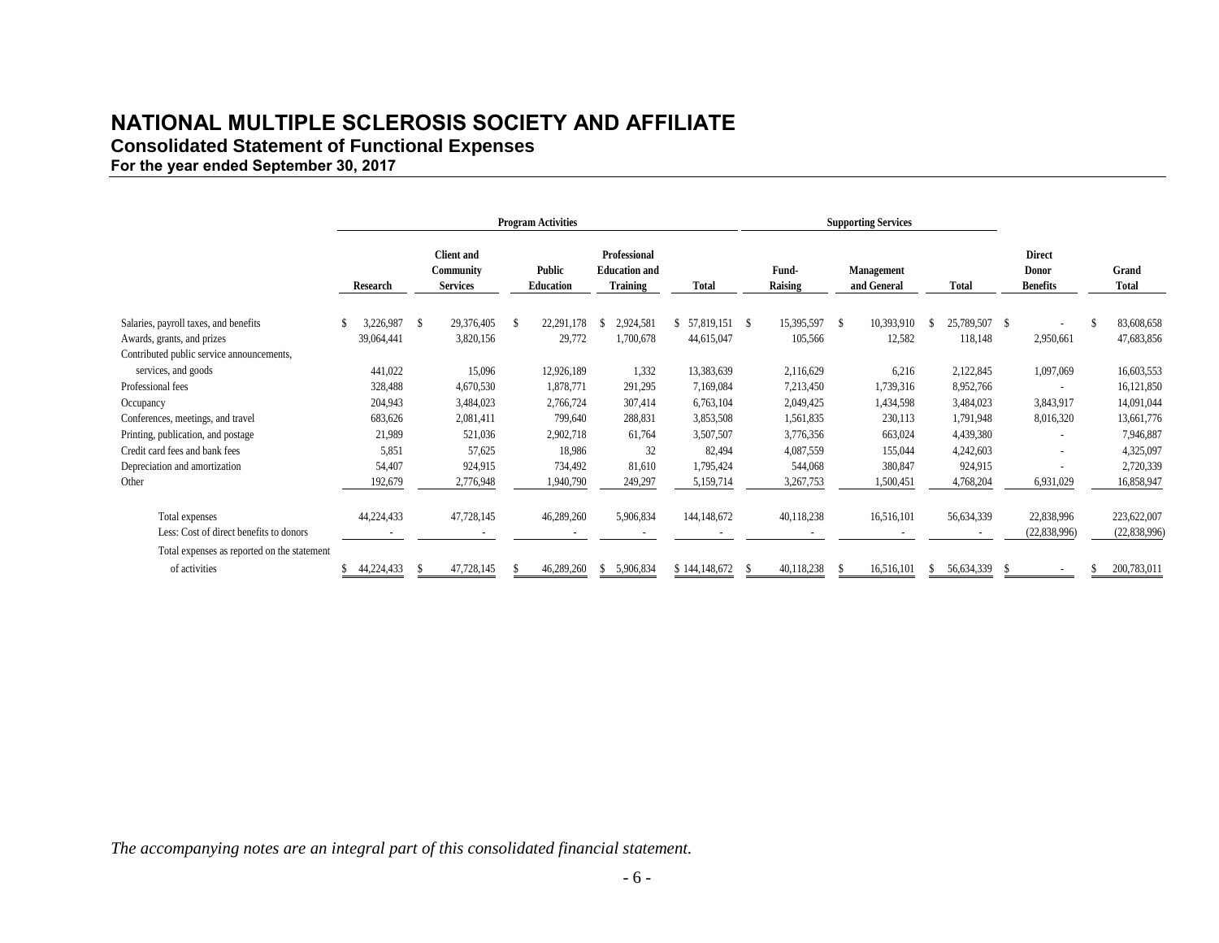# NATIONAL MULTIPLE SCLEROSIS SOCIETY AND AFFILIATE

## Consolidated Statement of Functional Expenses

### For the year ended September 30, 2017

| | Program Activities | | | | | Supporting Services | | | | |
|---|---|---|---|---|---|---|---|---|---|---|
| | Research | Client and Community Services | Public Education | Professional Education and Training | Total | Fund-Raising | Management and General | Total | Direct Donor Benefits | Grand Total |
| Salaries, payroll taxes, and benefits | $ 3,226,987 | $ 29,376,405 | $ 22,291,178 | $ 2,924,581 | $ 57,819,151 | $ 15,395,597 | $ 10,393,910 | $ 25,789,507 | $ - | $ 83,608,658 |
| Awards, grants, and prizes | 39,064,441 | 3,820,156 | 29,772 | 1,700,678 | 44,615,047 | 105,566 | 12,582 | 118,148 | 2,950,661 | 47,683,856 |
| Contributed public service announcements, services, and goods | 441,022 | 15,096 | 12,926,189 | 1,332 | 13,383,639 | 2,116,629 | 6,216 | 2,122,845 | 1,097,069 | 16,603,553 |
| Professional fees | 328,488 | 4,670,530 | 1,878,771 | 291,295 | 7,169,084 | 7,213,450 | 1,739,316 | 8,952,766 | - | 16,121,850 |
| Occupancy | 204,943 | 3,484,023 | 2,766,724 | 307,414 | 6,763,104 | 2,049,425 | 1,434,598 | 3,484,023 | 3,843,917 | 14,091,044 |
| Conferences, meetings, and travel | 683,626 | 2,081,411 | 799,640 | 288,831 | 3,853,508 | 1,561,835 | 230,113 | 1,791,948 | 8,016,320 | 13,661,776 |
| Printing, publication, and postage | 21,989 | 521,036 | 2,902,718 | 61,764 | 3,507,507 | 3,776,356 | 663,024 | 4,439,380 | - | 7,946,887 |
| Credit card fees and bank fees | 5,851 | 57,625 | 18,986 | 32 | 82,494 | 4,087,559 | 155,044 | 4,242,603 | - | 4,325,097 |
| Depreciation and amortization | 54,407 | 924,915 | 734,492 | 81,610 | 1,795,424 | 544,068 | 380,847 | 924,915 | - | 2,720,339 |
| Other | 192,679 | 2,776,948 | 1,940,790 | 249,297 | 5,159,714 | 3,267,753 | 1,500,451 | 4,768,204 | 6,931,029 | 16,858,947 |
| Total expenses | 44,224,433 | 47,728,145 | 46,289,260 | 5,906,834 | 144,148,672 | 40,118,238 | 16,516,101 | 56,634,339 | 22,838,996 | 223,622,007 |
| Less: Cost of direct benefits to donors | - | - | - | - | - | - | - | - | (22,838,996) | (22,838,996) |
| Total expenses as reported on the statement of activities | $ 44,224,433 | $ 47,728,145 | $ 46,289,260 | $ 5,906,834 | $ 144,148,672 | $ 40,118,238 | $ 16,516,101 | $ 56,634,339 | $ - | $ 200,783,011 |

*The accompanying notes are an integral part of this consolidated financial statement.*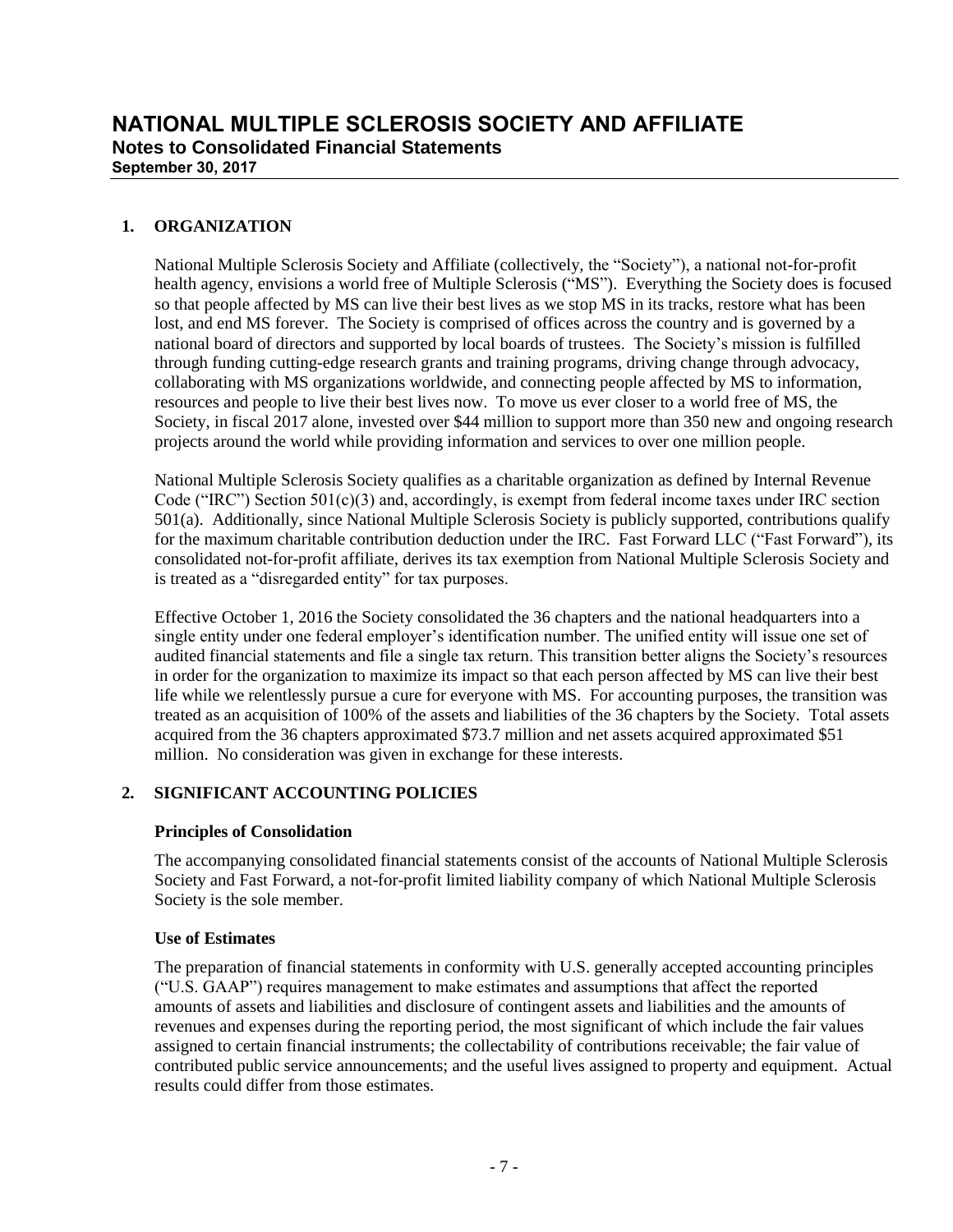# NATIONAL MULTIPLE SCLEROSIS SOCIETY AND AFFILIATE

**Notes to Consolidated Financial Statements**

**September 30, 2017**

## 1. ORGANIZATION

National Multiple Sclerosis Society and Affiliate (collectively, the "Society"), a national not-for-profit health agency, envisions a world free of Multiple Sclerosis ("MS"). Everything the Society does is focused so that people affected by MS can live their best lives as we stop MS in its tracks, restore what has been lost, and end MS forever. The Society is comprised of offices across the country and is governed by a national board of directors and supported by local boards of trustees. The Society's mission is fulfilled through funding cutting-edge research grants and training programs, driving change through advocacy, collaborating with MS organizations worldwide, and connecting people affected by MS to information, resources and people to live their best lives now. To move us ever closer to a world free of MS, the Society, in fiscal 2017 alone, invested over $44 million to support more than 350 new and ongoing research projects around the world while providing information and services to over one million people.

National Multiple Sclerosis Society qualifies as a charitable organization as defined by Internal Revenue Code ("IRC") Section 501(c)(3) and, accordingly, is exempt from federal income taxes under IRC section 501(a). Additionally, since National Multiple Sclerosis Society is publicly supported, contributions qualify for the maximum charitable contribution deduction under the IRC. Fast Forward LLC ("Fast Forward"), its consolidated not-for-profit affiliate, derives its tax exemption from National Multiple Sclerosis Society and is treated as a "disregarded entity" for tax purposes.

Effective October 1, 2016 the Society consolidated the 36 chapters and the national headquarters into a single entity under one federal employer's identification number. The unified entity will issue one set of audited financial statements and file a single tax return. This transition better aligns the Society's resources in order for the organization to maximize its impact so that each person affected by MS can live their best life while we relentlessly pursue a cure for everyone with MS. For accounting purposes, the transition was treated as an acquisition of 100% of the assets and liabilities of the 36 chapters by the Society. Total assets acquired from the 36 chapters approximated $73.7 million and net assets acquired approximated $51 million. No consideration was given in exchange for these interests.

## 2. SIGNIFICANT ACCOUNTING POLICIES

### Principles of Consolidation

The accompanying consolidated financial statements consist of the accounts of National Multiple Sclerosis Society and Fast Forward, a not-for-profit limited liability company of which National Multiple Sclerosis Society is the sole member.

### Use of Estimates

The preparation of financial statements in conformity with U.S. generally accepted accounting principles ("U.S. GAAP") requires management to make estimates and assumptions that affect the reported amounts of assets and liabilities and disclosure of contingent assets and liabilities and the amounts of revenues and expenses during the reporting period, the most significant of which include the fair values assigned to certain financial instruments; the collectability of contributions receivable; the fair value of contributed public service announcements; and the useful lives assigned to property and equipment. Actual results could differ from those estimates.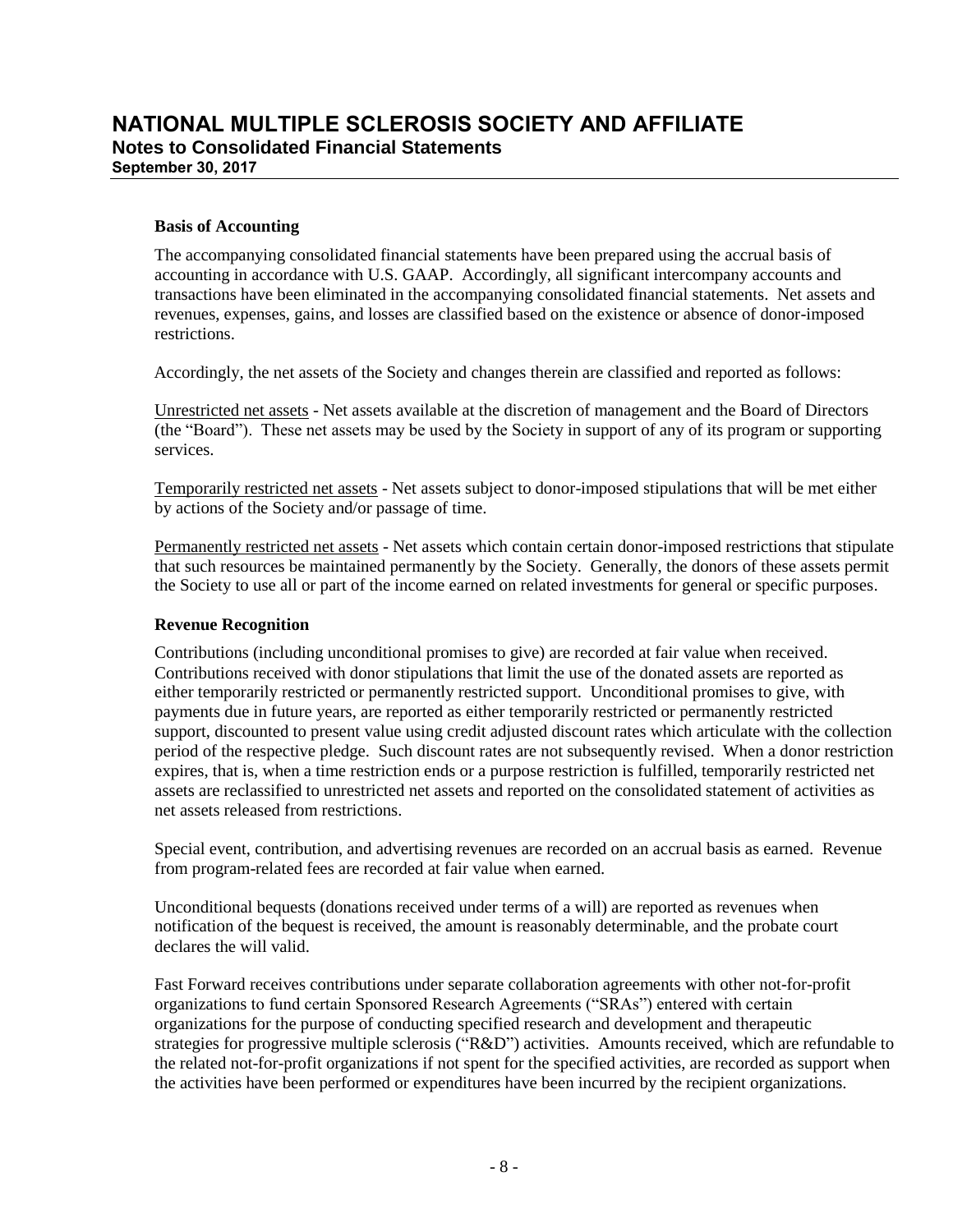### Basis of Accounting

The accompanying consolidated financial statements have been prepared using the accrual basis of accounting in accordance with U.S. GAAP. Accordingly, all significant intercompany accounts and transactions have been eliminated in the accompanying consolidated financial statements. Net assets and revenues, expenses, gains, and losses are classified based on the existence or absence of donor-imposed restrictions.

Accordingly, the net assets of the Society and changes therein are classified and reported as follows:

Unrestricted net assets - Net assets available at the discretion of management and the Board of Directors (the "Board"). These net assets may be used by the Society in support of any of its program or supporting services.

Temporarily restricted net assets - Net assets subject to donor-imposed stipulations that will be met either by actions of the Society and/or passage of time.

Permanently restricted net assets - Net assets which contain certain donor-imposed restrictions that stipulate that such resources be maintained permanently by the Society. Generally, the donors of these assets permit the Society to use all or part of the income earned on related investments for general or specific purposes.

### Revenue Recognition

Contributions (including unconditional promises to give) are recorded at fair value when received. Contributions received with donor stipulations that limit the use of the donated assets are reported as either temporarily restricted or permanently restricted support. Unconditional promises to give, with payments due in future years, are reported as either temporarily restricted or permanently restricted support, discounted to present value using credit adjusted discount rates which articulate with the collection period of the respective pledge. Such discount rates are not subsequently revised. When a donor restriction expires, that is, when a time restriction ends or a purpose restriction is fulfilled, temporarily restricted net assets are reclassified to unrestricted net assets and reported on the consolidated statement of activities as net assets released from restrictions.

Special event, contribution, and advertising revenues are recorded on an accrual basis as earned. Revenue from program-related fees are recorded at fair value when earned.

Unconditional bequests (donations received under terms of a will) are reported as revenues when notification of the bequest is received, the amount is reasonably determinable, and the probate court declares the will valid.

Fast Forward receives contributions under separate collaboration agreements with other not-for-profit organizations to fund certain Sponsored Research Agreements ("SRAs") entered with certain organizations for the purpose of conducting specified research and development and therapeutic strategies for progressive multiple sclerosis ("R&D") activities. Amounts received, which are refundable to the related not-for-profit organizations if not spent for the specified activities, are recorded as support when the activities have been performed or expenditures have been incurred by the recipient organizations.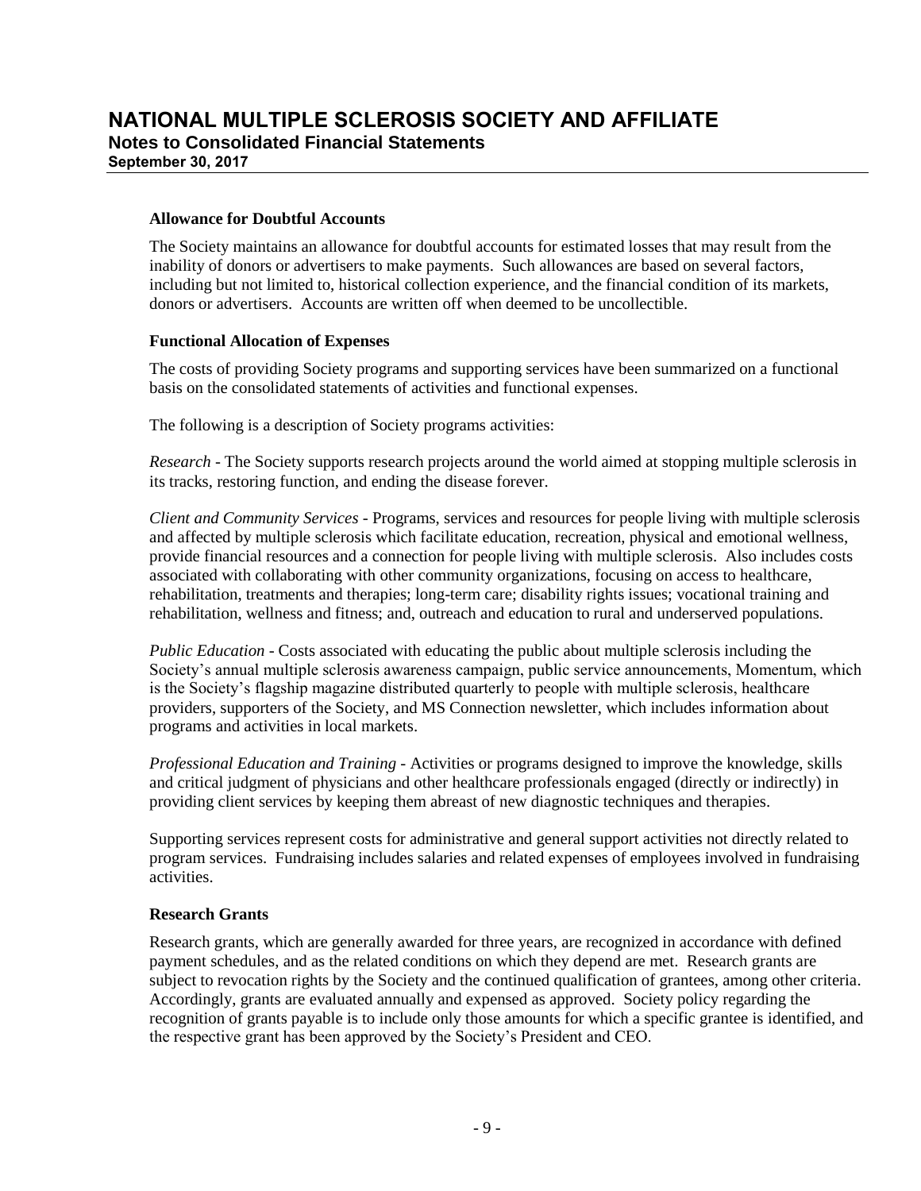### Allowance for Doubtful Accounts

The Society maintains an allowance for doubtful accounts for estimated losses that may result from the inability of donors or advertisers to make payments. Such allowances are based on several factors, including but not limited to, historical collection experience, and the financial condition of its markets, donors or advertisers. Accounts are written off when deemed to be uncollectible.

### Functional Allocation of Expenses

The costs of providing Society programs and supporting services have been summarized on a functional basis on the consolidated statements of activities and functional expenses.

The following is a description of Society programs activities:

*Research* - The Society supports research projects around the world aimed at stopping multiple sclerosis in its tracks, restoring function, and ending the disease forever.

*Client and Community Services* - Programs, services and resources for people living with multiple sclerosis and affected by multiple sclerosis which facilitate education, recreation, physical and emotional wellness, provide financial resources and a connection for people living with multiple sclerosis. Also includes costs associated with collaborating with other community organizations, focusing on access to healthcare, rehabilitation, treatments and therapies; long-term care; disability rights issues; vocational training and rehabilitation, wellness and fitness; and, outreach and education to rural and underserved populations.

*Public Education* - Costs associated with educating the public about multiple sclerosis including the Society's annual multiple sclerosis awareness campaign, public service announcements, Momentum, which is the Society's flagship magazine distributed quarterly to people with multiple sclerosis, healthcare providers, supporters of the Society, and MS Connection newsletter, which includes information about programs and activities in local markets.

*Professional Education and Training* - Activities or programs designed to improve the knowledge, skills and critical judgment of physicians and other healthcare professionals engaged (directly or indirectly) in providing client services by keeping them abreast of new diagnostic techniques and therapies.

Supporting services represent costs for administrative and general support activities not directly related to program services. Fundraising includes salaries and related expenses of employees involved in fundraising activities.

### Research Grants

Research grants, which are generally awarded for three years, are recognized in accordance with defined payment schedules, and as the related conditions on which they depend are met. Research grants are subject to revocation rights by the Society and the continued qualification of grantees, among other criteria. Accordingly, grants are evaluated annually and expensed as approved. Society policy regarding the recognition of grants payable is to include only those amounts for which a specific grantee is identified, and the respective grant has been approved by the Society's President and CEO.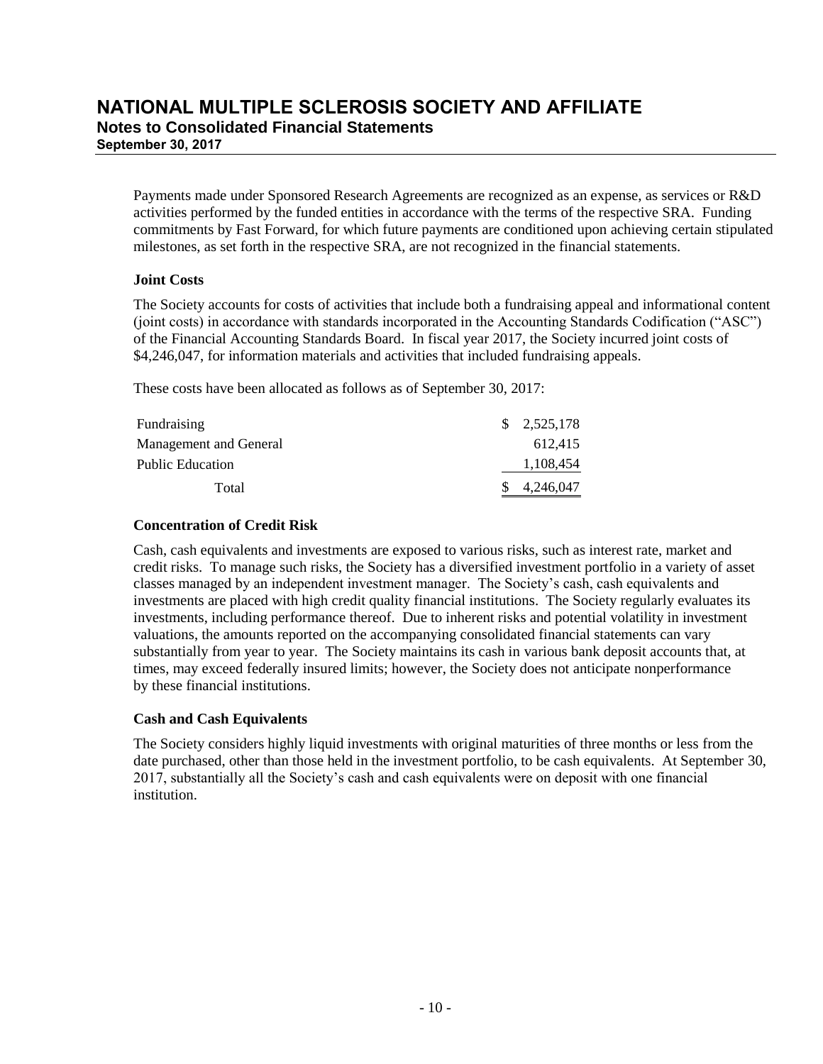Payments made under Sponsored Research Agreements are recognized as an expense, as services or R&D activities performed by the funded entities in accordance with the terms of the respective SRA. Funding commitments by Fast Forward, for which future payments are conditioned upon achieving certain stipulated milestones, as set forth in the respective SRA, are not recognized in the financial statements.

**Joint Costs**

The Society accounts for costs of activities that include both a fundraising appeal and informational content (joint costs) in accordance with standards incorporated in the Accounting Standards Codification ("ASC") of the Financial Accounting Standards Board. In fiscal year 2017, the Society incurred joint costs of $4,246,047, for information materials and activities that included fundraising appeals.

These costs have been allocated as follows as of September 30, 2017:

| | |
|---|---|
| Fundraising | $ 2,525,178 |
| Management and General | 612,415 |
| Public Education | 1,108,454 |
| Total | $ 4,246,047 |

**Concentration of Credit Risk**

Cash, cash equivalents and investments are exposed to various risks, such as interest rate, market and credit risks. To manage such risks, the Society has a diversified investment portfolio in a variety of asset classes managed by an independent investment manager. The Society's cash, cash equivalents and investments are placed with high credit quality financial institutions. The Society regularly evaluates its investments, including performance thereof. Due to inherent risks and potential volatility in investment valuations, the amounts reported on the accompanying consolidated financial statements can vary substantially from year to year. The Society maintains its cash in various bank deposit accounts that, at times, may exceed federally insured limits; however, the Society does not anticipate nonperformance by these financial institutions.

**Cash and Cash Equivalents**

The Society considers highly liquid investments with original maturities of three months or less from the date purchased, other than those held in the investment portfolio, to be cash equivalents. At September 30, 2017, substantially all the Society's cash and cash equivalents were on deposit with one financial institution.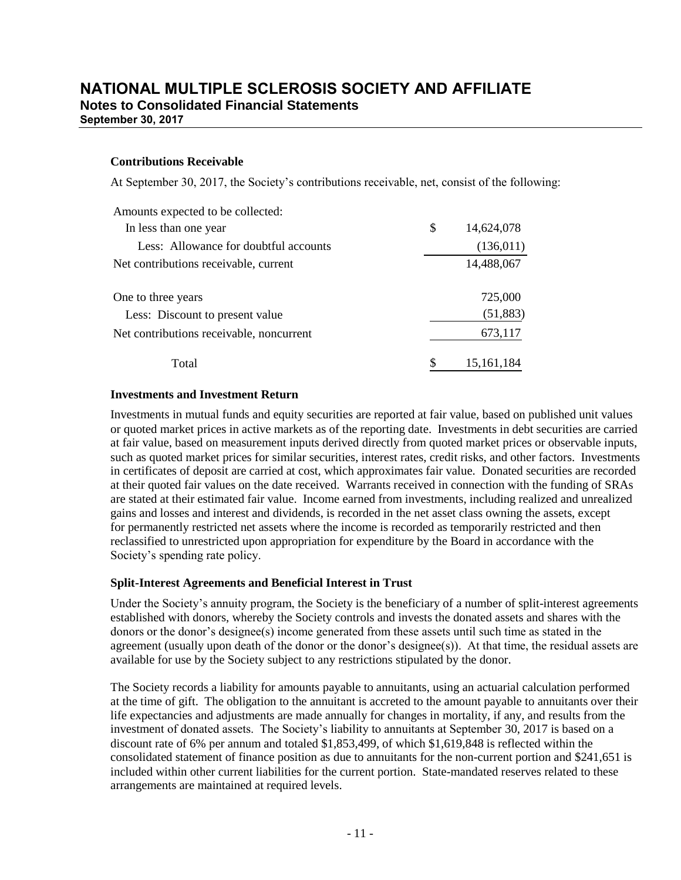### Contributions Receivable

At September 30, 2017, the Society's contributions receivable, net, consist of the following:

| | |
|---|---|
| Amounts expected to be collected: | |
| In less than one year | $ 14,624,078 |
| Less: Allowance for doubtful accounts | (136,011) |
| Net contributions receivable, current | 14,488,067 |
| | |
| One to three years | 725,000 |
| Less: Discount to present value | (51,883) |
| Net contributions receivable, noncurrent | 673,117 |
| | |
| Total | $ 15,161,184 |

### Investments and Investment Return

Investments in mutual funds and equity securities are reported at fair value, based on published unit values or quoted market prices in active markets as of the reporting date. Investments in debt securities are carried at fair value, based on measurement inputs derived directly from quoted market prices or observable inputs, such as quoted market prices for similar securities, interest rates, credit risks, and other factors. Investments in certificates of deposit are carried at cost, which approximates fair value. Donated securities are recorded at their quoted fair values on the date received. Warrants received in connection with the funding of SRAs are stated at their estimated fair value. Income earned from investments, including realized and unrealized gains and losses and interest and dividends, is recorded in the net asset class owning the assets, except for permanently restricted net assets where the income is recorded as temporarily restricted and then reclassified to unrestricted upon appropriation for expenditure by the Board in accordance with the Society's spending rate policy.

### Split-Interest Agreements and Beneficial Interest in Trust

Under the Society's annuity program, the Society is the beneficiary of a number of split-interest agreements established with donors, whereby the Society controls and invests the donated assets and shares with the donors or the donor's designee(s) income generated from these assets until such time as stated in the agreement (usually upon death of the donor or the donor's designee(s)). At that time, the residual assets are available for use by the Society subject to any restrictions stipulated by the donor.

The Society records a liability for amounts payable to annuitants, using an actuarial calculation performed at the time of gift. The obligation to the annuitant is accreted to the amount payable to annuitants over their life expectancies and adjustments are made annually for changes in mortality, if any, and results from the investment of donated assets. The Society's liability to annuitants at September 30, 2017 is based on a discount rate of 6% per annum and totaled $1,853,499, of which $1,619,848 is reflected within the consolidated statement of finance position as due to annuitants for the non-current portion and $241,651 is included within other current liabilities for the current portion. State-mandated reserves related to these arrangements are maintained at required levels.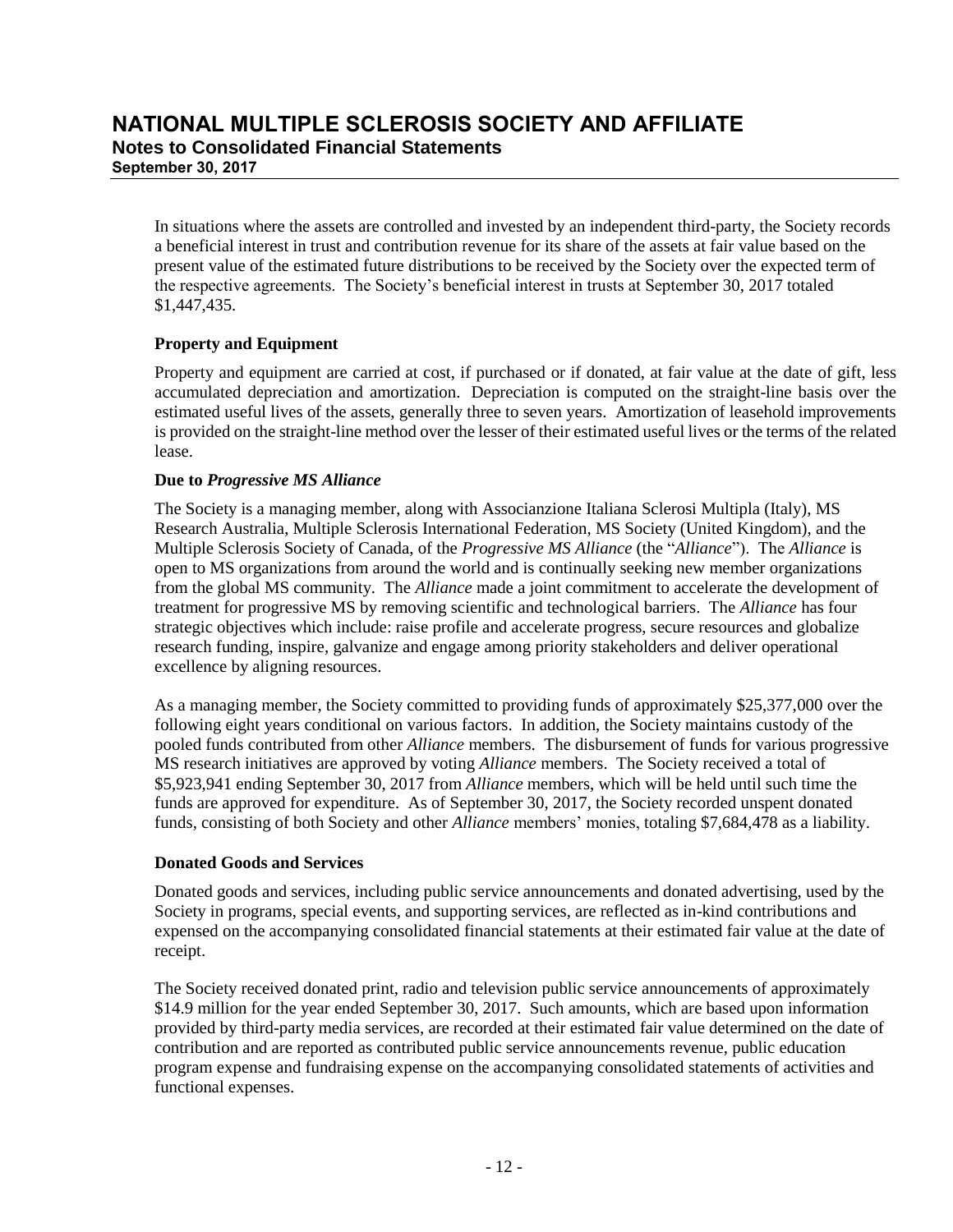In situations where the assets are controlled and invested by an independent third-party, the Society records a beneficial interest in trust and contribution revenue for its share of the assets at fair value based on the present value of the estimated future distributions to be received by the Society over the expected term of the respective agreements. The Society's beneficial interest in trusts at September 30, 2017 totaled $1,447,435.

**Property and Equipment**

Property and equipment are carried at cost, if purchased or if donated, at fair value at the date of gift, less accumulated depreciation and amortization. Depreciation is computed on the straight-line basis over the estimated useful lives of the assets, generally three to seven years. Amortization of leasehold improvements is provided on the straight-line method over the lesser of their estimated useful lives or the terms of the related lease.

**Due to *Progressive MS Alliance***

The Society is a managing member, along with Associanzione Italiana Sclerosi Multipla (Italy), MS Research Australia, Multiple Sclerosis International Federation, MS Society (United Kingdom), and the Multiple Sclerosis Society of Canada, of the *Progressive MS Alliance* (the "*Alliance*"). The *Alliance* is open to MS organizations from around the world and is continually seeking new member organizations from the global MS community. The *Alliance* made a joint commitment to accelerate the development of treatment for progressive MS by removing scientific and technological barriers. The *Alliance* has four strategic objectives which include: raise profile and accelerate progress, secure resources and globalize research funding, inspire, galvanize and engage among priority stakeholders and deliver operational excellence by aligning resources.

As a managing member, the Society committed to providing funds of approximately $25,377,000 over the following eight years conditional on various factors. In addition, the Society maintains custody of the pooled funds contributed from other *Alliance* members. The disbursement of funds for various progressive MS research initiatives are approved by voting *Alliance* members. The Society received a total of $5,923,941 ending September 30, 2017 from *Alliance* members, which will be held until such time the funds are approved for expenditure. As of September 30, 2017, the Society recorded unspent donated funds, consisting of both Society and other *Alliance* members' monies, totaling $7,684,478 as a liability.

**Donated Goods and Services**

Donated goods and services, including public service announcements and donated advertising, used by the Society in programs, special events, and supporting services, are reflected as in-kind contributions and expensed on the accompanying consolidated financial statements at their estimated fair value at the date of receipt.

The Society received donated print, radio and television public service announcements of approximately $14.9 million for the year ended September 30, 2017. Such amounts, which are based upon information provided by third-party media services, are recorded at their estimated fair value determined on the date of contribution and are reported as contributed public service announcements revenue, public education program expense and fundraising expense on the accompanying consolidated statements of activities and functional expenses.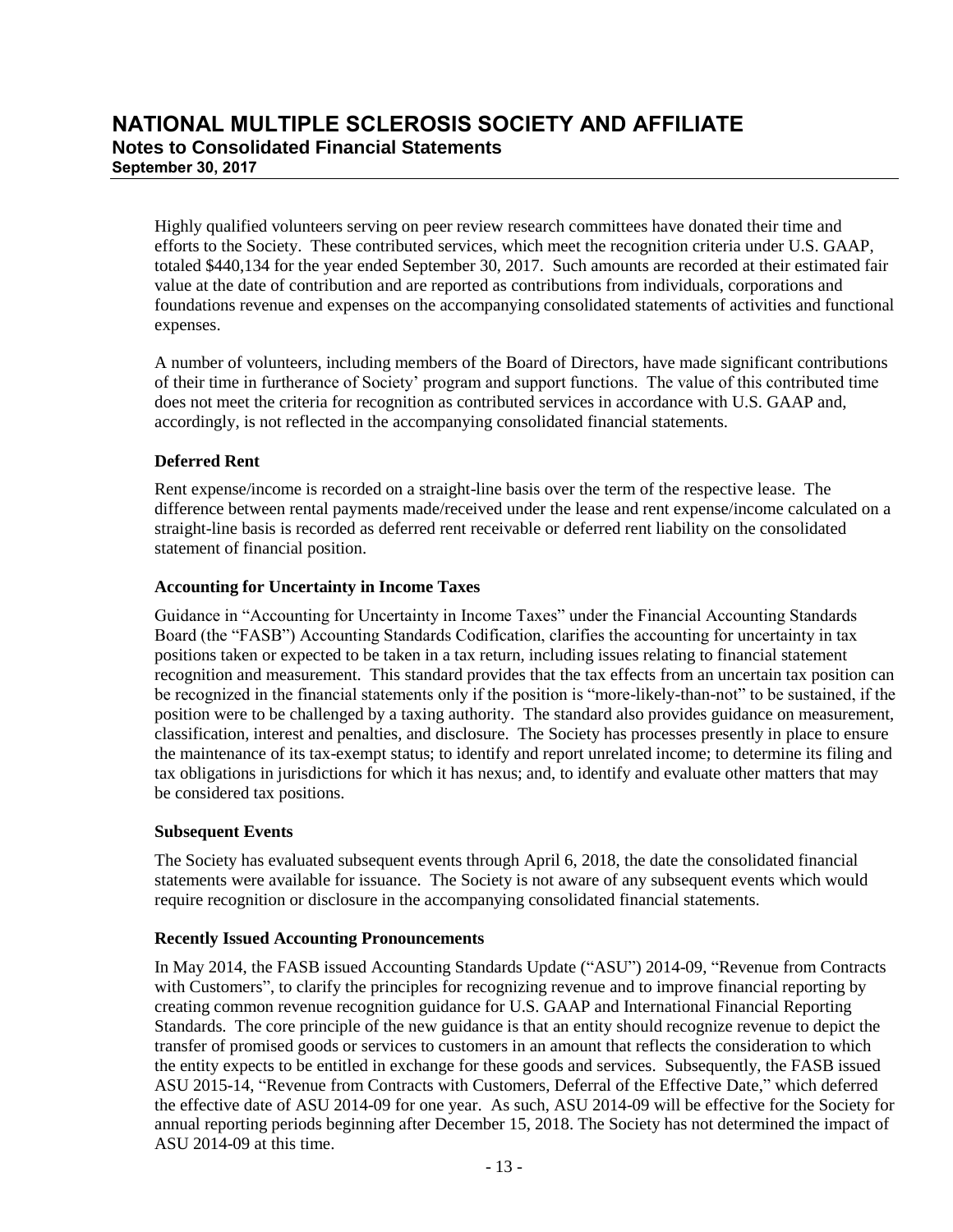Highly qualified volunteers serving on peer review research committees have donated their time and efforts to the Society. These contributed services, which meet the recognition criteria under U.S. GAAP, totaled $440,134 for the year ended September 30, 2017. Such amounts are recorded at their estimated fair value at the date of contribution and are reported as contributions from individuals, corporations and foundations revenue and expenses on the accompanying consolidated statements of activities and functional expenses.

A number of volunteers, including members of the Board of Directors, have made significant contributions of their time in furtherance of Society' program and support functions. The value of this contributed time does not meet the criteria for recognition as contributed services in accordance with U.S. GAAP and, accordingly, is not reflected in the accompanying consolidated financial statements.

**Deferred Rent**

Rent expense/income is recorded on a straight-line basis over the term of the respective lease. The difference between rental payments made/received under the lease and rent expense/income calculated on a straight-line basis is recorded as deferred rent receivable or deferred rent liability on the consolidated statement of financial position.

**Accounting for Uncertainty in Income Taxes**

Guidance in "Accounting for Uncertainty in Income Taxes" under the Financial Accounting Standards Board (the "FASB") Accounting Standards Codification, clarifies the accounting for uncertainty in tax positions taken or expected to be taken in a tax return, including issues relating to financial statement recognition and measurement. This standard provides that the tax effects from an uncertain tax position can be recognized in the financial statements only if the position is "more-likely-than-not" to be sustained, if the position were to be challenged by a taxing authority. The standard also provides guidance on measurement, classification, interest and penalties, and disclosure. The Society has processes presently in place to ensure the maintenance of its tax-exempt status; to identify and report unrelated income; to determine its filing and tax obligations in jurisdictions for which it has nexus; and, to identify and evaluate other matters that may be considered tax positions.

**Subsequent Events**

The Society has evaluated subsequent events through April 6, 2018, the date the consolidated financial statements were available for issuance. The Society is not aware of any subsequent events which would require recognition or disclosure in the accompanying consolidated financial statements.

**Recently Issued Accounting Pronouncements**

In May 2014, the FASB issued Accounting Standards Update ("ASU") 2014-09, "Revenue from Contracts with Customers", to clarify the principles for recognizing revenue and to improve financial reporting by creating common revenue recognition guidance for U.S. GAAP and International Financial Reporting Standards. The core principle of the new guidance is that an entity should recognize revenue to depict the transfer of promised goods or services to customers in an amount that reflects the consideration to which the entity expects to be entitled in exchange for these goods and services. Subsequently, the FASB issued ASU 2015-14, "Revenue from Contracts with Customers, Deferral of the Effective Date," which deferred the effective date of ASU 2014-09 for one year. As such, ASU 2014-09 will be effective for the Society for annual reporting periods beginning after December 15, 2018. The Society has not determined the impact of ASU 2014-09 at this time.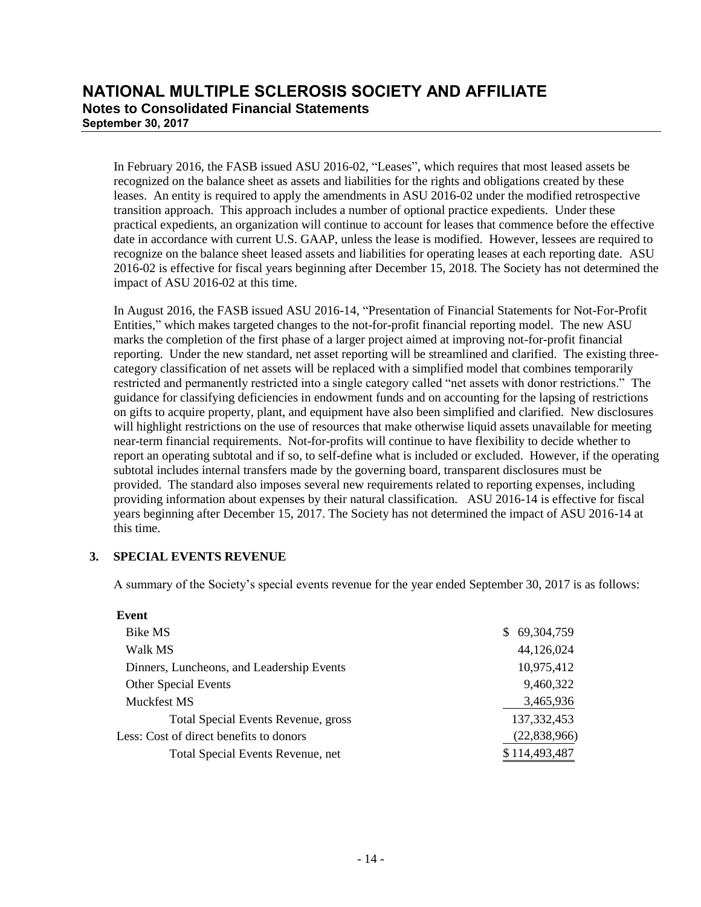In February 2016, the FASB issued ASU 2016-02, "Leases", which requires that most leased assets be recognized on the balance sheet as assets and liabilities for the rights and obligations created by these leases. An entity is required to apply the amendments in ASU 2016-02 under the modified retrospective transition approach. This approach includes a number of optional practice expedients. Under these practical expedients, an organization will continue to account for leases that commence before the effective date in accordance with current U.S. GAAP, unless the lease is modified. However, lessees are required to recognize on the balance sheet leased assets and liabilities for operating leases at each reporting date. ASU 2016-02 is effective for fiscal years beginning after December 15, 2018. The Society has not determined the impact of ASU 2016-02 at this time.

In August 2016, the FASB issued ASU 2016-14, "Presentation of Financial Statements for Not-For-Profit Entities," which makes targeted changes to the not-for-profit financial reporting model. The new ASU marks the completion of the first phase of a larger project aimed at improving not-for-profit financial reporting. Under the new standard, net asset reporting will be streamlined and clarified. The existing three-category classification of net assets will be replaced with a simplified model that combines temporarily restricted and permanently restricted into a single category called "net assets with donor restrictions." The guidance for classifying deficiencies in endowment funds and on accounting for the lapsing of restrictions on gifts to acquire property, plant, and equipment have also been simplified and clarified. New disclosures will highlight restrictions on the use of resources that make otherwise liquid assets unavailable for meeting near-term financial requirements. Not-for-profits will continue to have flexibility to decide whether to report an operating subtotal and if so, to self-define what is included or excluded. However, if the operating subtotal includes internal transfers made by the governing board, transparent disclosures must be provided. The standard also imposes several new requirements related to reporting expenses, including providing information about expenses by their natural classification. ASU 2016-14 is effective for fiscal years beginning after December 15, 2017. The Society has not determined the impact of ASU 2016-14 at this time.

## 3. SPECIAL EVENTS REVENUE

A summary of the Society's special events revenue for the year ended September 30, 2017 is as follows:

| Event | |
|---|---|
| Bike MS | $ 69,304,759 |
| Walk MS | 44,126,024 |
| Dinners, Luncheons, and Leadership Events | 10,975,412 |
| Other Special Events | 9,460,322 |
| Muckfest MS | 3,465,936 |
| Total Special Events Revenue, gross | 137,332,453 |
| Less: Cost of direct benefits to donors | (22,838,966) |
| Total Special Events Revenue, net | $ 114,493,487 |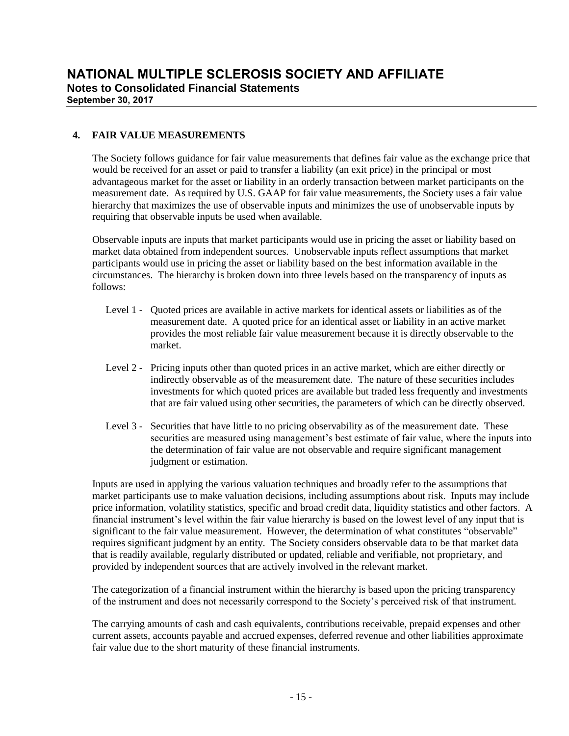## 4. FAIR VALUE MEASUREMENTS

The Society follows guidance for fair value measurements that defines fair value as the exchange price that would be received for an asset or paid to transfer a liability (an exit price) in the principal or most advantageous market for the asset or liability in an orderly transaction between market participants on the measurement date. As required by U.S. GAAP for fair value measurements, the Society uses a fair value hierarchy that maximizes the use of observable inputs and minimizes the use of unobservable inputs by requiring that observable inputs be used when available.

Observable inputs are inputs that market participants would use in pricing the asset or liability based on market data obtained from independent sources. Unobservable inputs reflect assumptions that market participants would use in pricing the asset or liability based on the best information available in the circumstances. The hierarchy is broken down into three levels based on the transparency of inputs as follows:

- Level 1 - Quoted prices are available in active markets for identical assets or liabilities as of the measurement date. A quoted price for an identical asset or liability in an active market provides the most reliable fair value measurement because it is directly observable to the market.
- Level 2 - Pricing inputs other than quoted prices in an active market, which are either directly or indirectly observable as of the measurement date. The nature of these securities includes investments for which quoted prices are available but traded less frequently and investments that are fair valued using other securities, the parameters of which can be directly observed.
- Level 3 - Securities that have little to no pricing observability as of the measurement date. These securities are measured using management's best estimate of fair value, where the inputs into the determination of fair value are not observable and require significant management judgment or estimation.

Inputs are used in applying the various valuation techniques and broadly refer to the assumptions that market participants use to make valuation decisions, including assumptions about risk. Inputs may include price information, volatility statistics, specific and broad credit data, liquidity statistics and other factors. A financial instrument's level within the fair value hierarchy is based on the lowest level of any input that is significant to the fair value measurement. However, the determination of what constitutes "observable" requires significant judgment by an entity. The Society considers observable data to be that market data that is readily available, regularly distributed or updated, reliable and verifiable, not proprietary, and provided by independent sources that are actively involved in the relevant market.

The categorization of a financial instrument within the hierarchy is based upon the pricing transparency of the instrument and does not necessarily correspond to the Society's perceived risk of that instrument.

The carrying amounts of cash and cash equivalents, contributions receivable, prepaid expenses and other current assets, accounts payable and accrued expenses, deferred revenue and other liabilities approximate fair value due to the short maturity of these financial instruments.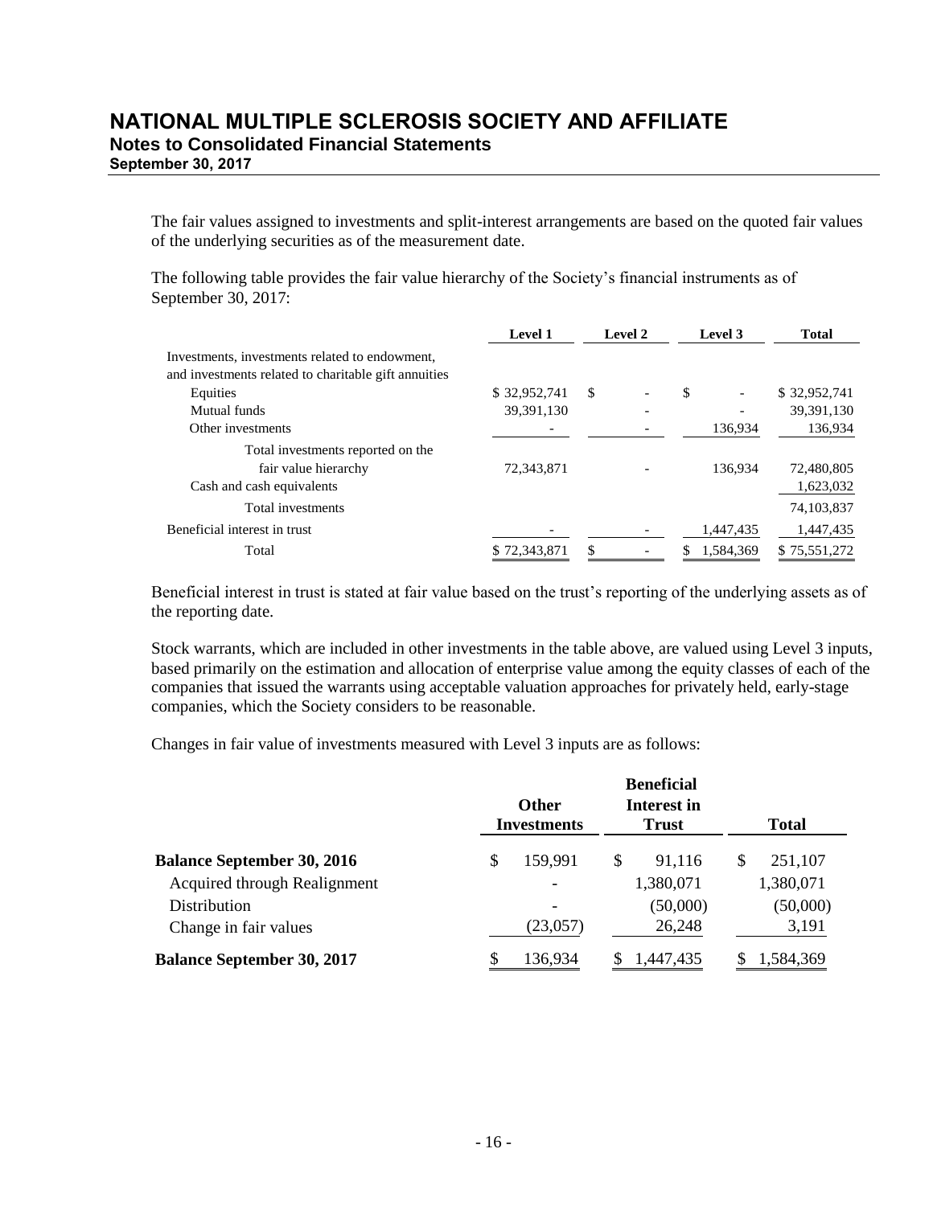The fair values assigned to investments and split-interest arrangements are based on the quoted fair values of the underlying securities as of the measurement date.

The following table provides the fair value hierarchy of the Society's financial instruments as of September 30, 2017:

| | Level 1 | Level 2 | Level 3 | Total |
|---|---|---|---|---|
| Investments, investments related to endowment, and investments related to charitable gift annuities | | | | |
| Equities | $ 32,952,741 | $ - | $ - | $ 32,952,741 |
| Mutual funds | 39,391,130 | - | - | 39,391,130 |
| Other investments | - | - | 136,934 | 136,934 |
| Total investments reported on the fair value hierarchy | 72,343,871 | - | 136,934 | 72,480,805 |
| Cash and cash equivalents | | | | 1,623,032 |
| Total investments | | | | 74,103,837 |
| Beneficial interest in trust | - | - | 1,447,435 | 1,447,435 |
| Total | $ 72,343,871 | $ - | $ 1,584,369 | $ 75,551,272 |

Beneficial interest in trust is stated at fair value based on the trust's reporting of the underlying assets as of the reporting date.

Stock warrants, which are included in other investments in the table above, are valued using Level 3 inputs, based primarily on the estimation and allocation of enterprise value among the equity classes of each of the companies that issued the warrants using acceptable valuation approaches for privately held, early-stage companies, which the Society considers to be reasonable.

Changes in fair value of investments measured with Level 3 inputs are as follows:

| | Other Investments | Beneficial Interest in Trust | Total |
|---|---|---|---|
| **Balance September 30, 2016** | $ 159,991 | $ 91,116 | $ 251,107 |
| Acquired through Realignment | - | 1,380,071 | 1,380,071 |
| Distribution | - | (50,000) | (50,000) |
| Change in fair values | (23,057) | 26,248 | 3,191 |
| **Balance September 30, 2017** | $ 136,934 | $ 1,447,435 | $ 1,584,369 |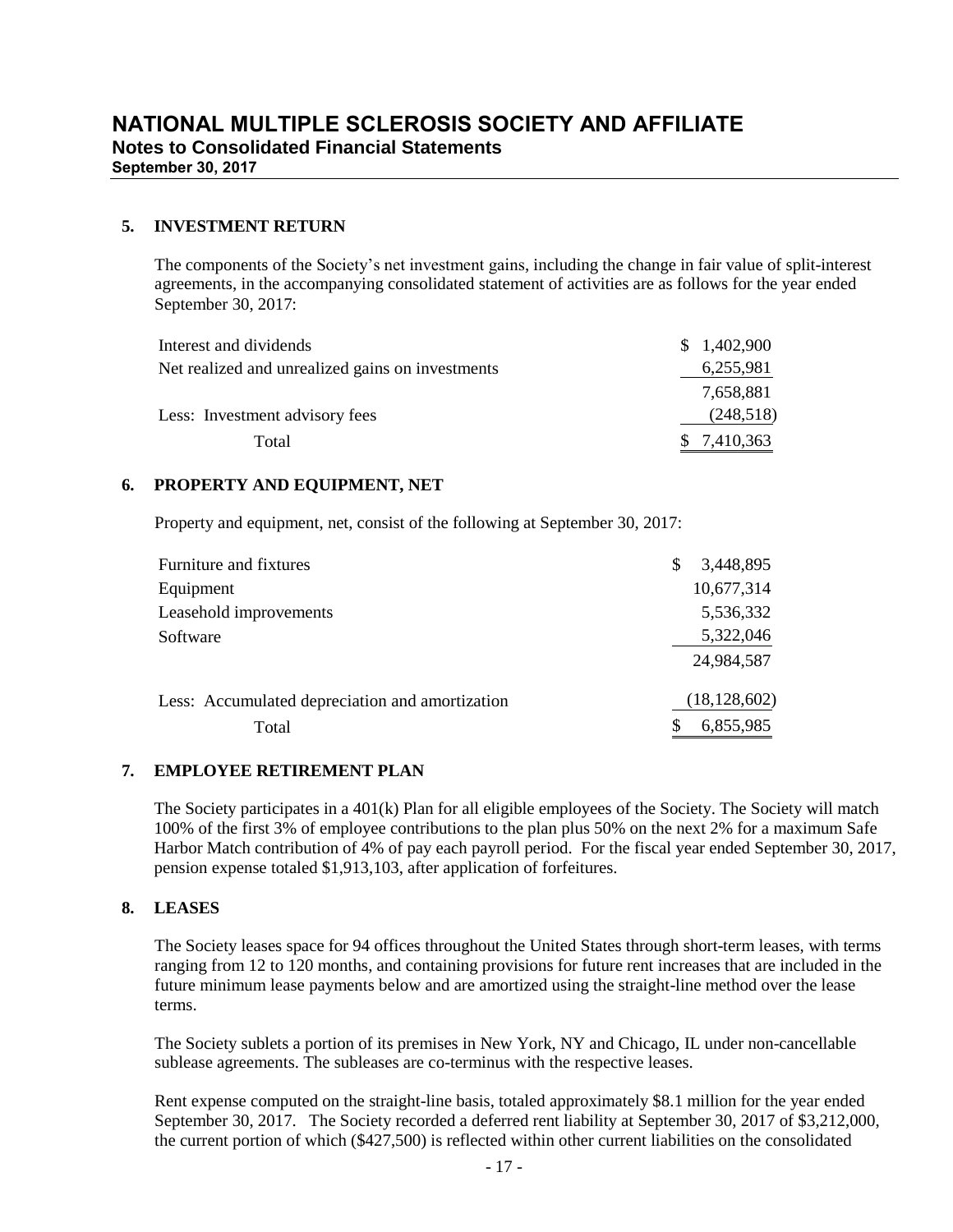### 5. INVESTMENT RETURN

The components of the Society's net investment gains, including the change in fair value of split-interest agreements, in the accompanying consolidated statement of activities are as follows for the year ended September 30, 2017:

| | |
|---|---|
| Interest and dividends | $ 1,402,900 |
| Net realized and unrealized gains on investments | 6,255,981 |
| | 7,658,881 |
| Less: Investment advisory fees | (248,518) |
| Total | $ 7,410,363 |

### 6. PROPERTY AND EQUIPMENT, NET

Property and equipment, net, consist of the following at September 30, 2017:

| | |
|---|---|
| Furniture and fixtures | $ 3,448,895 |
| Equipment | 10,677,314 |
| Leasehold improvements | 5,536,332 |
| Software | 5,322,046 |
| | 24,984,587 |
| Less: Accumulated depreciation and amortization | (18,128,602) |
| Total | $ 6,855,985 |

### 7. EMPLOYEE RETIREMENT PLAN

The Society participates in a 401(k) Plan for all eligible employees of the Society. The Society will match 100% of the first 3% of employee contributions to the plan plus 50% on the next 2% for a maximum Safe Harbor Match contribution of 4% of pay each payroll period. For the fiscal year ended September 30, 2017, pension expense totaled $1,913,103, after application of forfeitures.

### 8. LEASES

The Society leases space for 94 offices throughout the United States through short-term leases, with terms ranging from 12 to 120 months, and containing provisions for future rent increases that are included in the future minimum lease payments below and are amortized using the straight-line method over the lease terms.

The Society sublets a portion of its premises in New York, NY and Chicago, IL under non-cancellable sublease agreements. The subleases are co-terminus with the respective leases.

Rent expense computed on the straight-line basis, totaled approximately $8.1 million for the year ended September 30, 2017. The Society recorded a deferred rent liability at September 30, 2017 of $3,212,000, the current portion of which ($427,500) is reflected within other current liabilities on the consolidated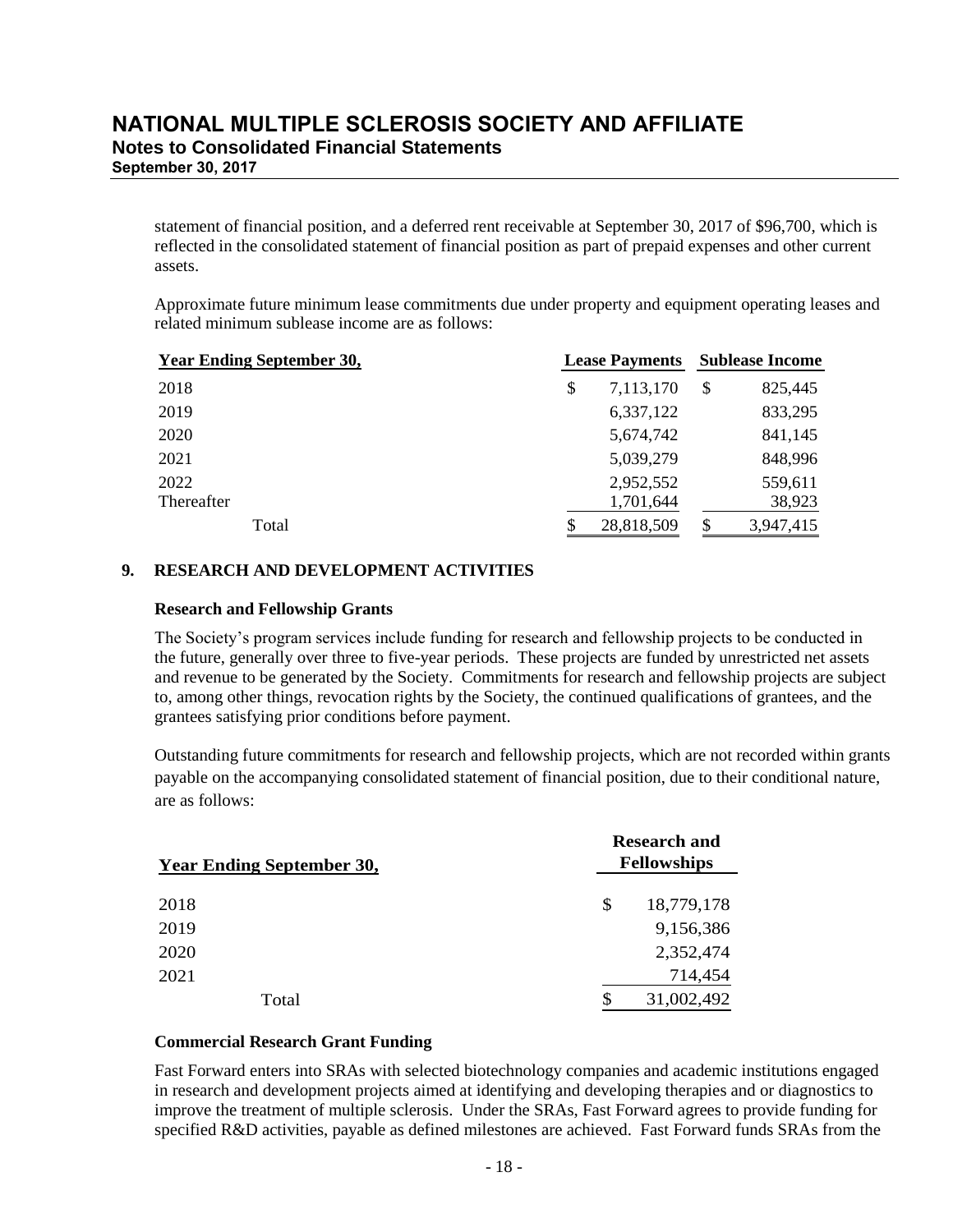statement of financial position, and a deferred rent receivable at September 30, 2017 of $96,700, which is reflected in the consolidated statement of financial position as part of prepaid expenses and other current assets.

Approximate future minimum lease commitments due under property and equipment operating leases and related minimum sublease income are as follows:

| Year Ending September 30, | Lease Payments | Sublease Income |
|---|---|---|
| 2018 | $ 7,113,170 | $ 825,445 |
| 2019 | 6,337,122 | 833,295 |
| 2020 | 5,674,742 | 841,145 |
| 2021 | 5,039,279 | 848,996 |
| 2022 | 2,952,552 | 559,611 |
| Thereafter | 1,701,644 | 38,923 |
| Total | $ 28,818,509 | $ 3,947,415 |

## 9. RESEARCH AND DEVELOPMENT ACTIVITIES

### Research and Fellowship Grants

The Society's program services include funding for research and fellowship projects to be conducted in the future, generally over three to five-year periods. These projects are funded by unrestricted net assets and revenue to be generated by the Society. Commitments for research and fellowship projects are subject to, among other things, revocation rights by the Society, the continued qualifications of grantees, and the grantees satisfying prior conditions before payment.

Outstanding future commitments for research and fellowship projects, which are not recorded within grants payable on the accompanying consolidated statement of financial position, due to their conditional nature, are as follows:

| Year Ending September 30, | Research and Fellowships |
|---|---|
| 2018 | $ 18,779,178 |
| 2019 | 9,156,386 |
| 2020 | 2,352,474 |
| 2021 | 714,454 |
| Total | $ 31,002,492 |

### Commercial Research Grant Funding

Fast Forward enters into SRAs with selected biotechnology companies and academic institutions engaged in research and development projects aimed at identifying and developing therapies and or diagnostics to improve the treatment of multiple sclerosis. Under the SRAs, Fast Forward agrees to provide funding for specified R&D activities, payable as defined milestones are achieved. Fast Forward funds SRAs from the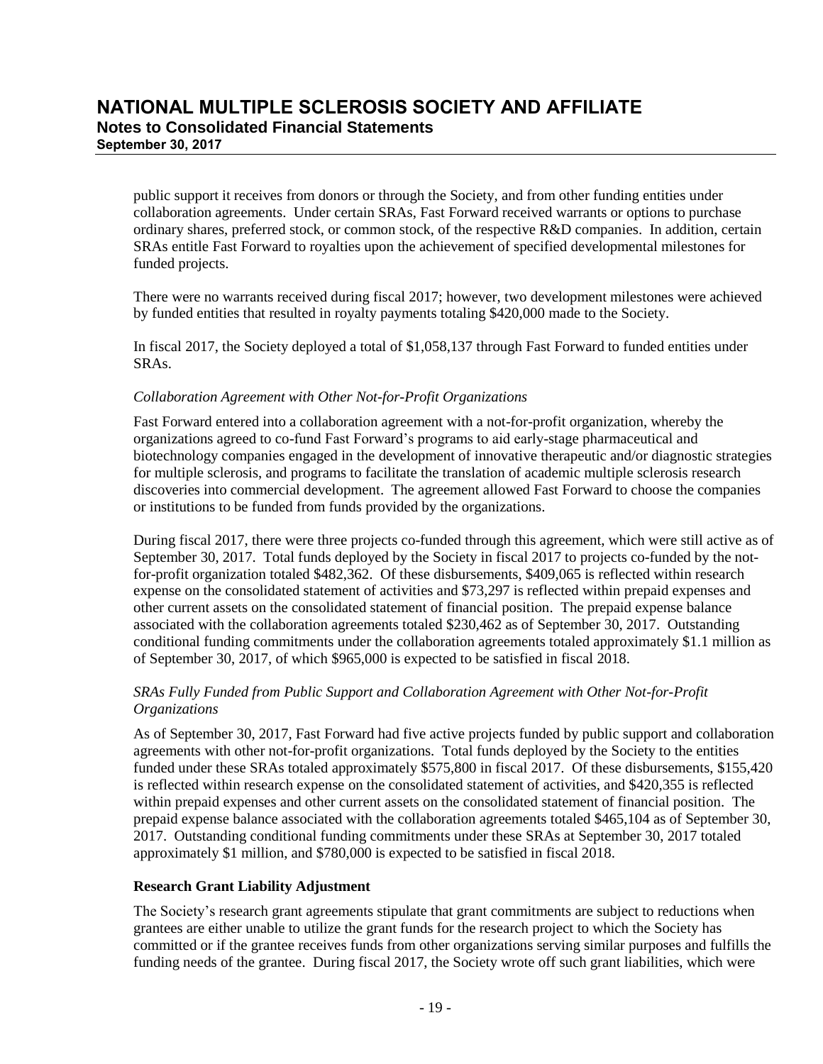public support it receives from donors or through the Society, and from other funding entities under collaboration agreements. Under certain SRAs, Fast Forward received warrants or options to purchase ordinary shares, preferred stock, or common stock, of the respective R&D companies. In addition, certain SRAs entitle Fast Forward to royalties upon the achievement of specified developmental milestones for funded projects.

There were no warrants received during fiscal 2017; however, two development milestones were achieved by funded entities that resulted in royalty payments totaling $420,000 made to the Society.

In fiscal 2017, the Society deployed a total of $1,058,137 through Fast Forward to funded entities under SRAs.

*Collaboration Agreement with Other Not-for-Profit Organizations*

Fast Forward entered into a collaboration agreement with a not-for-profit organization, whereby the organizations agreed to co-fund Fast Forward's programs to aid early-stage pharmaceutical and biotechnology companies engaged in the development of innovative therapeutic and/or diagnostic strategies for multiple sclerosis, and programs to facilitate the translation of academic multiple sclerosis research discoveries into commercial development. The agreement allowed Fast Forward to choose the companies or institutions to be funded from funds provided by the organizations.

During fiscal 2017, there were three projects co-funded through this agreement, which were still active as of September 30, 2017. Total funds deployed by the Society in fiscal 2017 to projects co-funded by the not-for-profit organization totaled $482,362. Of these disbursements, $409,065 is reflected within research expense on the consolidated statement of activities and $73,297 is reflected within prepaid expenses and other current assets on the consolidated statement of financial position. The prepaid expense balance associated with the collaboration agreements totaled $230,462 as of September 30, 2017. Outstanding conditional funding commitments under the collaboration agreements totaled approximately $1.1 million as of September 30, 2017, of which $965,000 is expected to be satisfied in fiscal 2018.

*SRAs Fully Funded from Public Support and Collaboration Agreement with Other Not-for-Profit Organizations*

As of September 30, 2017, Fast Forward had five active projects funded by public support and collaboration agreements with other not-for-profit organizations. Total funds deployed by the Society to the entities funded under these SRAs totaled approximately $575,800 in fiscal 2017. Of these disbursements, $155,420 is reflected within research expense on the consolidated statement of activities, and $420,355 is reflected within prepaid expenses and other current assets on the consolidated statement of financial position. The prepaid expense balance associated with the collaboration agreements totaled $465,104 as of September 30, 2017. Outstanding conditional funding commitments under these SRAs at September 30, 2017 totaled approximately $1 million, and $780,000 is expected to be satisfied in fiscal 2018.

**Research Grant Liability Adjustment**

The Society's research grant agreements stipulate that grant commitments are subject to reductions when grantees are either unable to utilize the grant funds for the research project to which the Society has committed or if the grantee receives funds from other organizations serving similar purposes and fulfills the funding needs of the grantee. During fiscal 2017, the Society wrote off such grant liabilities, which were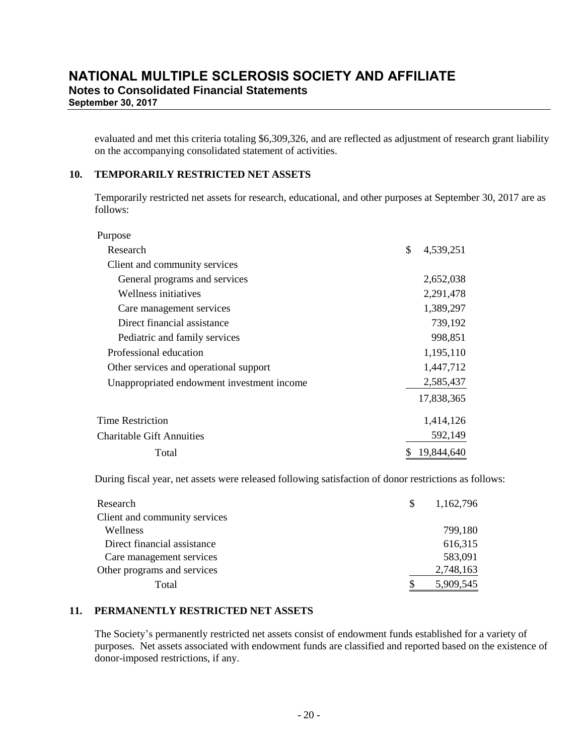evaluated and met this criteria totaling $6,309,326, and are reflected as adjustment of research grant liability on the accompanying consolidated statement of activities.

## 10. TEMPORARILY RESTRICTED NET ASSETS

Temporarily restricted net assets for research, educational, and other purposes at September 30, 2017 are as follows:

| Purpose | |
|---|---|
| Research | $ 4,539,251 |
| Client and community services | |
| General programs and services | 2,652,038 |
| Wellness initiatives | 2,291,478 |
| Care management services | 1,389,297 |
| Direct financial assistance | 739,192 |
| Pediatric and family services | 998,851 |
| Professional education | 1,195,110 |
| Other services and operational support | 1,447,712 |
| Unappropriated endowment investment income | 2,585,437 |
| | 17,838,365 |
| Time Restriction | 1,414,126 |
| Charitable Gift Annuities | 592,149 |
| Total | $ 19,844,640 |

During fiscal year, net assets were released following satisfaction of donor restrictions as follows:

| | |
|---|---|
| Research | $ 1,162,796 |
| Client and community services | |
| Wellness | 799,180 |
| Direct financial assistance | 616,315 |
| Care management services | 583,091 |
| Other programs and services | 2,748,163 |
| Total | $ 5,909,545 |

## 11. PERMANENTLY RESTRICTED NET ASSETS

The Society's permanently restricted net assets consist of endowment funds established for a variety of purposes. Net assets associated with endowment funds are classified and reported based on the existence of donor-imposed restrictions, if any.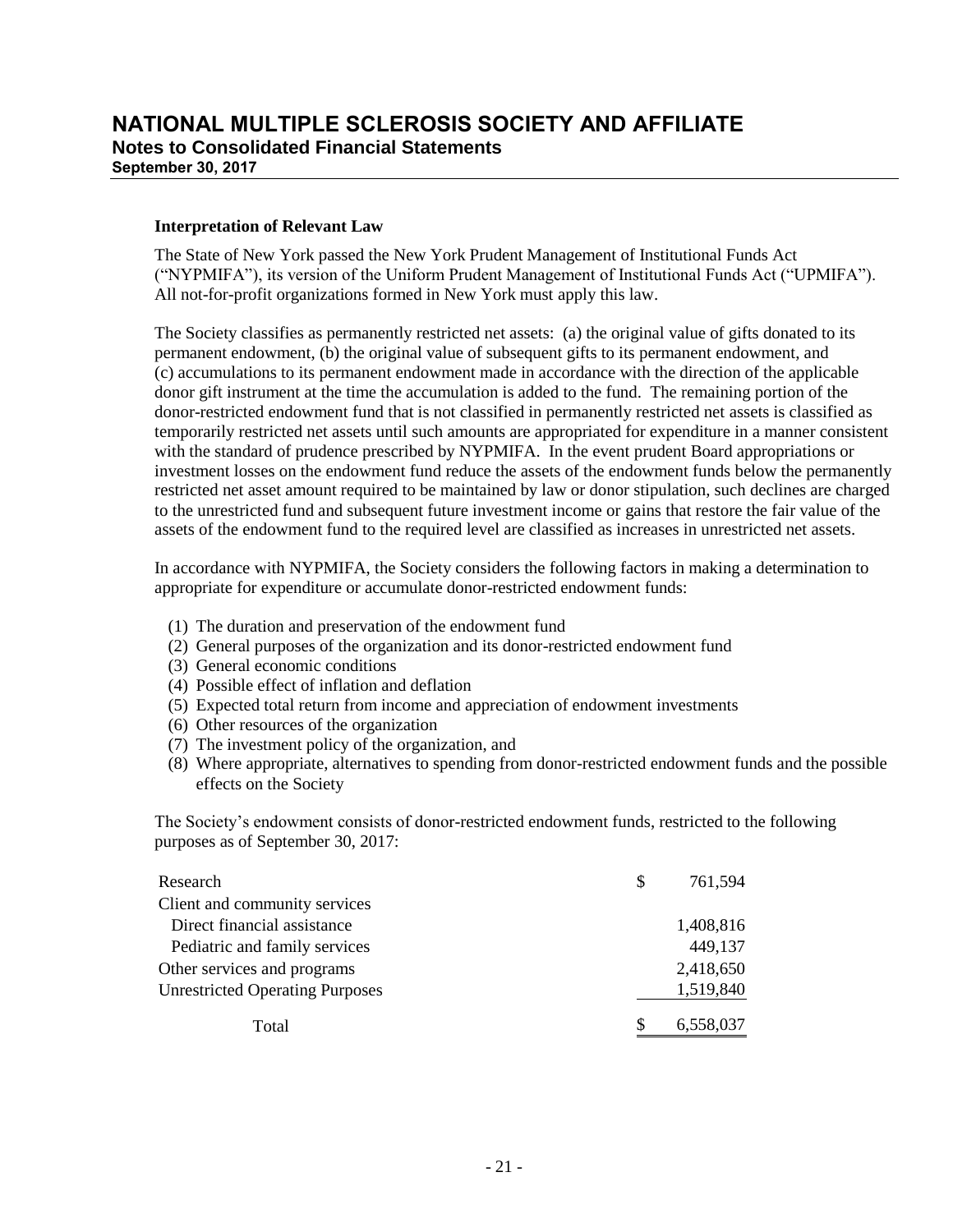# NATIONAL MULTIPLE SCLEROSIS SOCIETY AND AFFILIATE

**Notes to Consolidated Financial Statements**

**September 30, 2017**

**Interpretation of Relevant Law**

The State of New York passed the New York Prudent Management of Institutional Funds Act ("NYPMIFA"), its version of the Uniform Prudent Management of Institutional Funds Act ("UPMIFA"). All not-for-profit organizations formed in New York must apply this law.

The Society classifies as permanently restricted net assets: (a) the original value of gifts donated to its permanent endowment, (b) the original value of subsequent gifts to its permanent endowment, and (c) accumulations to its permanent endowment made in accordance with the direction of the applicable donor gift instrument at the time the accumulation is added to the fund. The remaining portion of the donor-restricted endowment fund that is not classified in permanently restricted net assets is classified as temporarily restricted net assets until such amounts are appropriated for expenditure in a manner consistent with the standard of prudence prescribed by NYPMIFA. In the event prudent Board appropriations or investment losses on the endowment fund reduce the assets of the endowment funds below the permanently restricted net asset amount required to be maintained by law or donor stipulation, such declines are charged to the unrestricted fund and subsequent future investment income or gains that restore the fair value of the assets of the endowment fund to the required level are classified as increases in unrestricted net assets.

In accordance with NYPMIFA, the Society considers the following factors in making a determination to appropriate for expenditure or accumulate donor-restricted endowment funds:

(1) The duration and preservation of the endowment fund
(2) General purposes of the organization and its donor-restricted endowment fund
(3) General economic conditions
(4) Possible effect of inflation and deflation
(5) Expected total return from income and appreciation of endowment investments
(6) Other resources of the organization
(7) The investment policy of the organization, and
(8) Where appropriate, alternatives to spending from donor-restricted endowment funds and the possible effects on the Society

The Society's endowment consists of donor-restricted endowment funds, restricted to the following purposes as of September 30, 2017:

| | |
|---|---|
| Research | $ 761,594 |
| Client and community services | |
| Direct financial assistance | 1,408,816 |
| Pediatric and family services | 449,137 |
| Other services and programs | 2,418,650 |
| Unrestricted Operating Purposes | 1,519,840 |
| Total | $ 6,558,037 |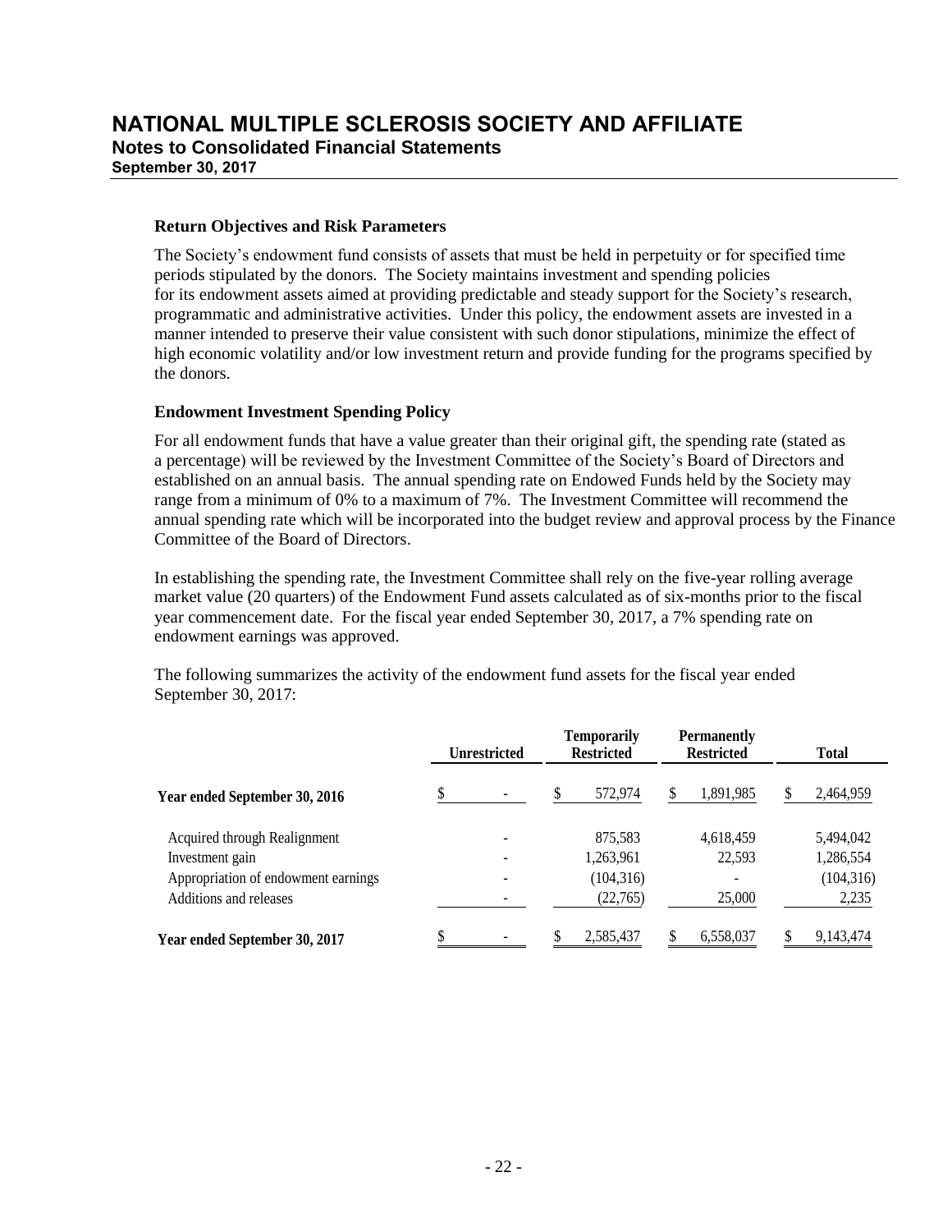**Return Objectives and Risk Parameters**

The Society's endowment fund consists of assets that must be held in perpetuity or for specified time periods stipulated by the donors. The Society maintains investment and spending policies for its endowment assets aimed at providing predictable and steady support for the Society's research, programmatic and administrative activities. Under this policy, the endowment assets are invested in a manner intended to preserve their value consistent with such donor stipulations, minimize the effect of high economic volatility and/or low investment return and provide funding for the programs specified by the donors.

**Endowment Investment Spending Policy**

For all endowment funds that have a value greater than their original gift, the spending rate (stated as a percentage) will be reviewed by the Investment Committee of the Society's Board of Directors and established on an annual basis. The annual spending rate on Endowed Funds held by the Society may range from a minimum of 0% to a maximum of 7%. The Investment Committee will recommend the annual spending rate which will be incorporated into the budget review and approval process by the Finance Committee of the Board of Directors.

In establishing the spending rate, the Investment Committee shall rely on the five-year rolling average market value (20 quarters) of the Endowment Fund assets calculated as of six-months prior to the fiscal year commencement date. For the fiscal year ended September 30, 2017, a 7% spending rate on endowment earnings was approved.

The following summarizes the activity of the endowment fund assets for the fiscal year ended September 30, 2017:

| | Unrestricted | Temporarily Restricted | Permanently Restricted | Total |
|---|---|---|---|---|
| **Year ended September 30, 2016** | $ - | $ 572,974 | $ 1,891,985 | $ 2,464,959 |
| Acquired through Realignment | - | 875,583 | 4,618,459 | 5,494,042 |
| Investment gain | - | 1,263,961 | 22,593 | 1,286,554 |
| Appropriation of endowment earnings | - | (104,316) | - | (104,316) |
| Additions and releases | - | (22,765) | 25,000 | 2,235 |
| **Year ended September 30, 2017** | $ - | $ 2,585,437 | $ 6,558,037 | $ 9,143,474 |